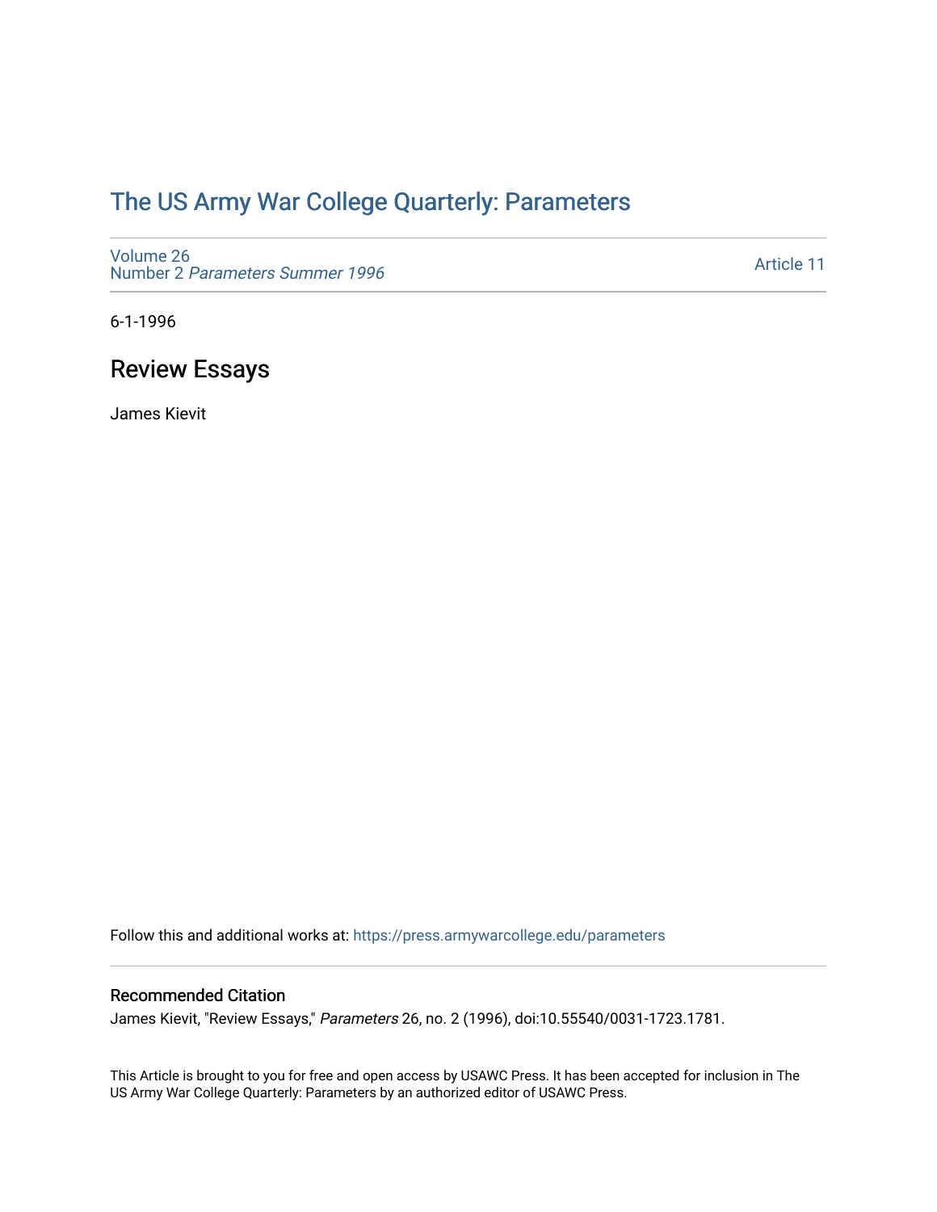# The US Army War College Quarterly: Parameters

Volume 26
Number 2 *Parameters Summer 1996*

Article 11

6-1-1996

## Review Essays

James Kievit

Follow this and additional works at: https://press.armywarcollege.edu/parameters

### Recommended Citation

James Kievit, "Review Essays," *Parameters* 26, no. 2 (1996), doi:10.55540/0031-1723.1781.

This Article is brought to you for free and open access by USAWC Press. It has been accepted for inclusion in The US Army War College Quarterly: Parameters by an authorized editor of USAWC Press.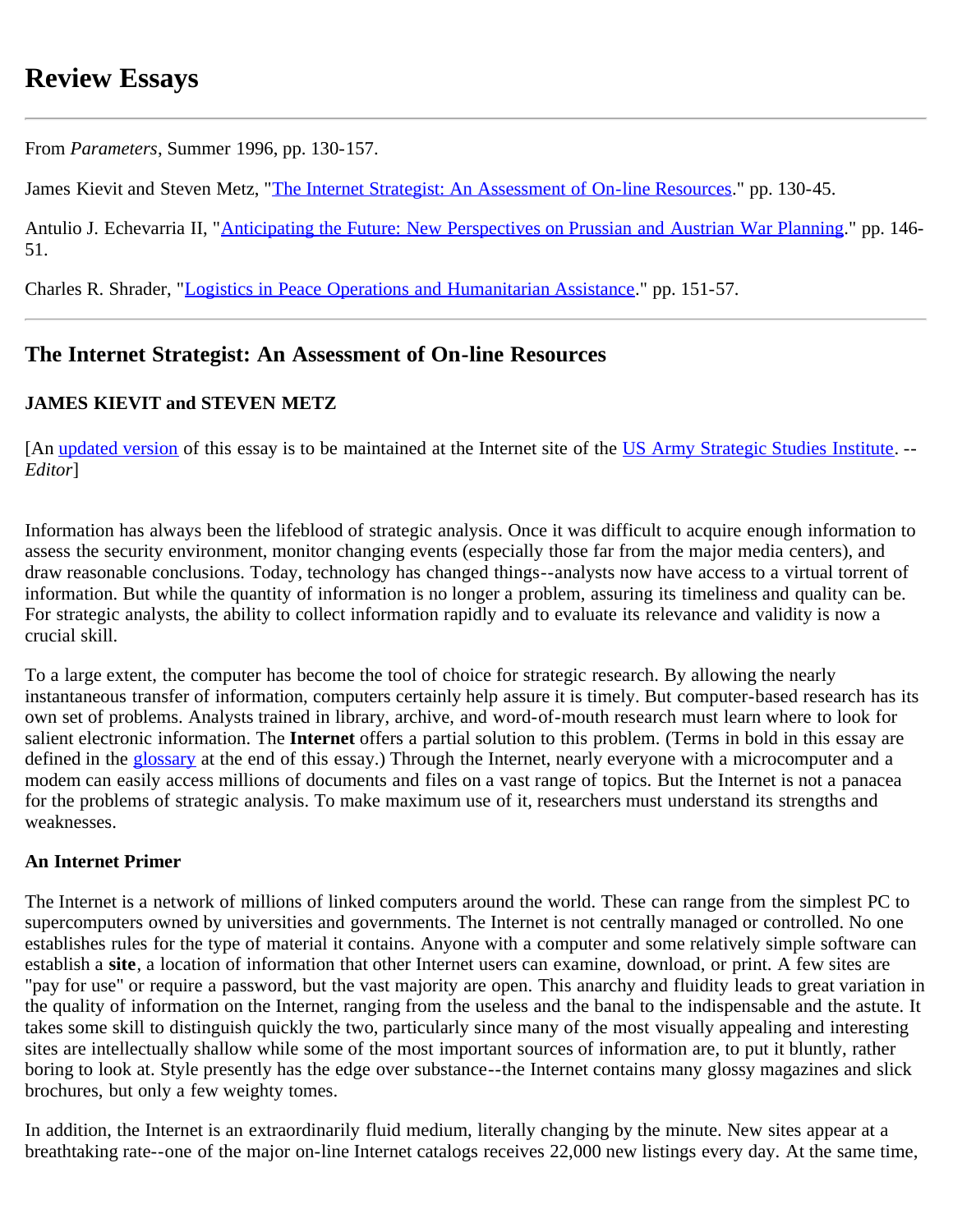# Review Essays

---

From *Parameters*, Summer 1996, pp. 130-157.

James Kievit and Steven Metz, "The Internet Strategist: An Assessment of On-line Resources." pp. 130-45.

Antulio J. Echevarria II, "Anticipating the Future: New Perspectives on Prussian and Austrian War Planning." pp. 146-51.

Charles R. Shrader, "Logistics in Peace Operations and Humanitarian Assistance." pp. 151-57.

---

## The Internet Strategist: An Assessment of On-line Resources

### JAMES KIEVIT and STEVEN METZ

[An updated version of this essay is to be maintained at the Internet site of the US Army Strategic Studies Institute. --*Editor*]

Information has always been the lifeblood of strategic analysis. Once it was difficult to acquire enough information to assess the security environment, monitor changing events (especially those far from the major media centers), and draw reasonable conclusions. Today, technology has changed things--analysts now have access to a virtual torrent of information. But while the quantity of information is no longer a problem, assuring its timeliness and quality can be. For strategic analysts, the ability to collect information rapidly and to evaluate its relevance and validity is now a crucial skill.

To a large extent, the computer has become the tool of choice for strategic research. By allowing the nearly instantaneous transfer of information, computers certainly help assure it is timely. But computer-based research has its own set of problems. Analysts trained in library, archive, and word-of-mouth research must learn where to look for salient electronic information. The **Internet** offers a partial solution to this problem. (Terms in bold in this essay are defined in the glossary at the end of this essay.) Through the Internet, nearly everyone with a microcomputer and a modem can easily access millions of documents and files on a vast range of topics. But the Internet is not a panacea for the problems of strategic analysis. To make maximum use of it, researchers must understand its strengths and weaknesses.

**An Internet Primer**

The Internet is a network of millions of linked computers around the world. These can range from the simplest PC to supercomputers owned by universities and governments. The Internet is not centrally managed or controlled. No one establishes rules for the type of material it contains. Anyone with a computer and some relatively simple software can establish a **site**, a location of information that other Internet users can examine, download, or print. A few sites are "pay for use" or require a password, but the vast majority are open. This anarchy and fluidity leads to great variation in the quality of information on the Internet, ranging from the useless and the banal to the indispensable and the astute. It takes some skill to distinguish quickly the two, particularly since many of the most visually appealing and interesting sites are intellectually shallow while some of the most important sources of information are, to put it bluntly, rather boring to look at. Style presently has the edge over substance--the Internet contains many glossy magazines and slick brochures, but only a few weighty tomes.

In addition, the Internet is an extraordinarily fluid medium, literally changing by the minute. New sites appear at a breathtaking rate--one of the major on-line Internet catalogs receives 22,000 new listings every day. At the same time,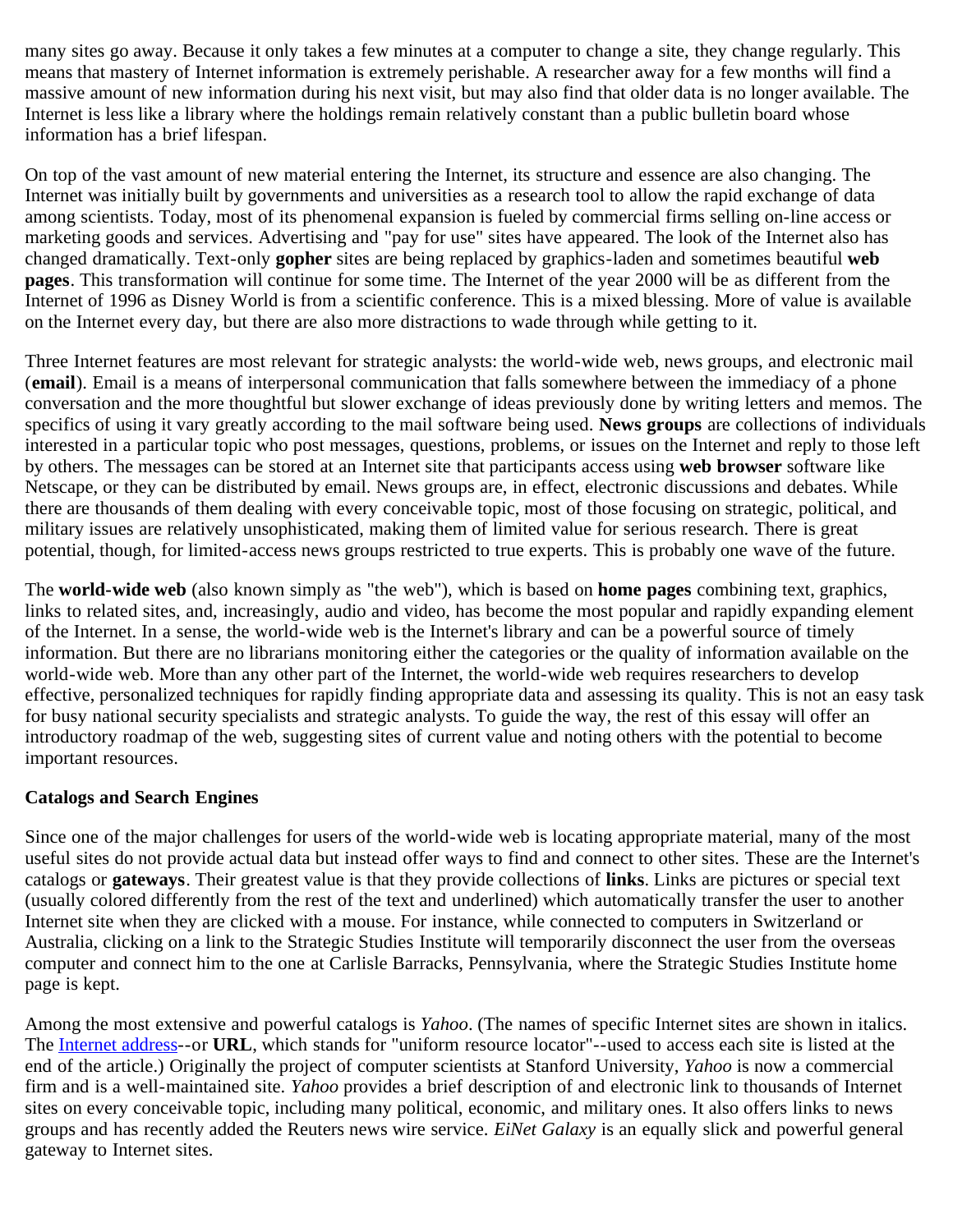many sites go away. Because it only takes a few minutes at a computer to change a site, they change regularly. This means that mastery of Internet information is extremely perishable. A researcher away for a few months will find a massive amount of new information during his next visit, but may also find that older data is no longer available. The Internet is less like a library where the holdings remain relatively constant than a public bulletin board whose information has a brief lifespan.

On top of the vast amount of new material entering the Internet, its structure and essence are also changing. The Internet was initially built by governments and universities as a research tool to allow the rapid exchange of data among scientists. Today, most of its phenomenal expansion is fueled by commercial firms selling on-line access or marketing goods and services. Advertising and "pay for use" sites have appeared. The look of the Internet also has changed dramatically. Text-only **gopher** sites are being replaced by graphics-laden and sometimes beautiful **web pages**. This transformation will continue for some time. The Internet of the year 2000 will be as different from the Internet of 1996 as Disney World is from a scientific conference. This is a mixed blessing. More of value is available on the Internet every day, but there are also more distractions to wade through while getting to it.

Three Internet features are most relevant for strategic analysts: the world-wide web, news groups, and electronic mail (**email**). Email is a means of interpersonal communication that falls somewhere between the immediacy of a phone conversation and the more thoughtful but slower exchange of ideas previously done by writing letters and memos. The specifics of using it vary greatly according to the mail software being used. **News groups** are collections of individuals interested in a particular topic who post messages, questions, problems, or issues on the Internet and reply to those left by others. The messages can be stored at an Internet site that participants access using **web browser** software like Netscape, or they can be distributed by email. News groups are, in effect, electronic discussions and debates. While there are thousands of them dealing with every conceivable topic, most of those focusing on strategic, political, and military issues are relatively unsophisticated, making them of limited value for serious research. There is great potential, though, for limited-access news groups restricted to true experts. This is probably one wave of the future.

The **world-wide web** (also known simply as "the web"), which is based on **home pages** combining text, graphics, links to related sites, and, increasingly, audio and video, has become the most popular and rapidly expanding element of the Internet. In a sense, the world-wide web is the Internet's library and can be a powerful source of timely information. But there are no librarians monitoring either the categories or the quality of information available on the world-wide web. More than any other part of the Internet, the world-wide web requires researchers to develop effective, personalized techniques for rapidly finding appropriate data and assessing its quality. This is not an easy task for busy national security specialists and strategic analysts. To guide the way, the rest of this essay will offer an introductory roadmap of the web, suggesting sites of current value and noting others with the potential to become important resources.

## Catalogs and Search Engines

Since one of the major challenges for users of the world-wide web is locating appropriate material, many of the most useful sites do not provide actual data but instead offer ways to find and connect to other sites. These are the Internet's catalogs or **gateways**. Their greatest value is that they provide collections of **links**. Links are pictures or special text (usually colored differently from the rest of the text and underlined) which automatically transfer the user to another Internet site when they are clicked with a mouse. For instance, while connected to computers in Switzerland or Australia, clicking on a link to the Strategic Studies Institute will temporarily disconnect the user from the overseas computer and connect him to the one at Carlisle Barracks, Pennsylvania, where the Strategic Studies Institute home page is kept.

Among the most extensive and powerful catalogs is *Yahoo*. (The names of specific Internet sites are shown in italics. The Internet address--or **URL**, which stands for "uniform resource locator"--used to access each site is listed at the end of the article.) Originally the project of computer scientists at Stanford University, *Yahoo* is now a commercial firm and is a well-maintained site. *Yahoo* provides a brief description of and electronic link to thousands of Internet sites on every conceivable topic, including many political, economic, and military ones. It also offers links to news groups and has recently added the Reuters news wire service. *EiNet Galaxy* is an equally slick and powerful general gateway to Internet sites.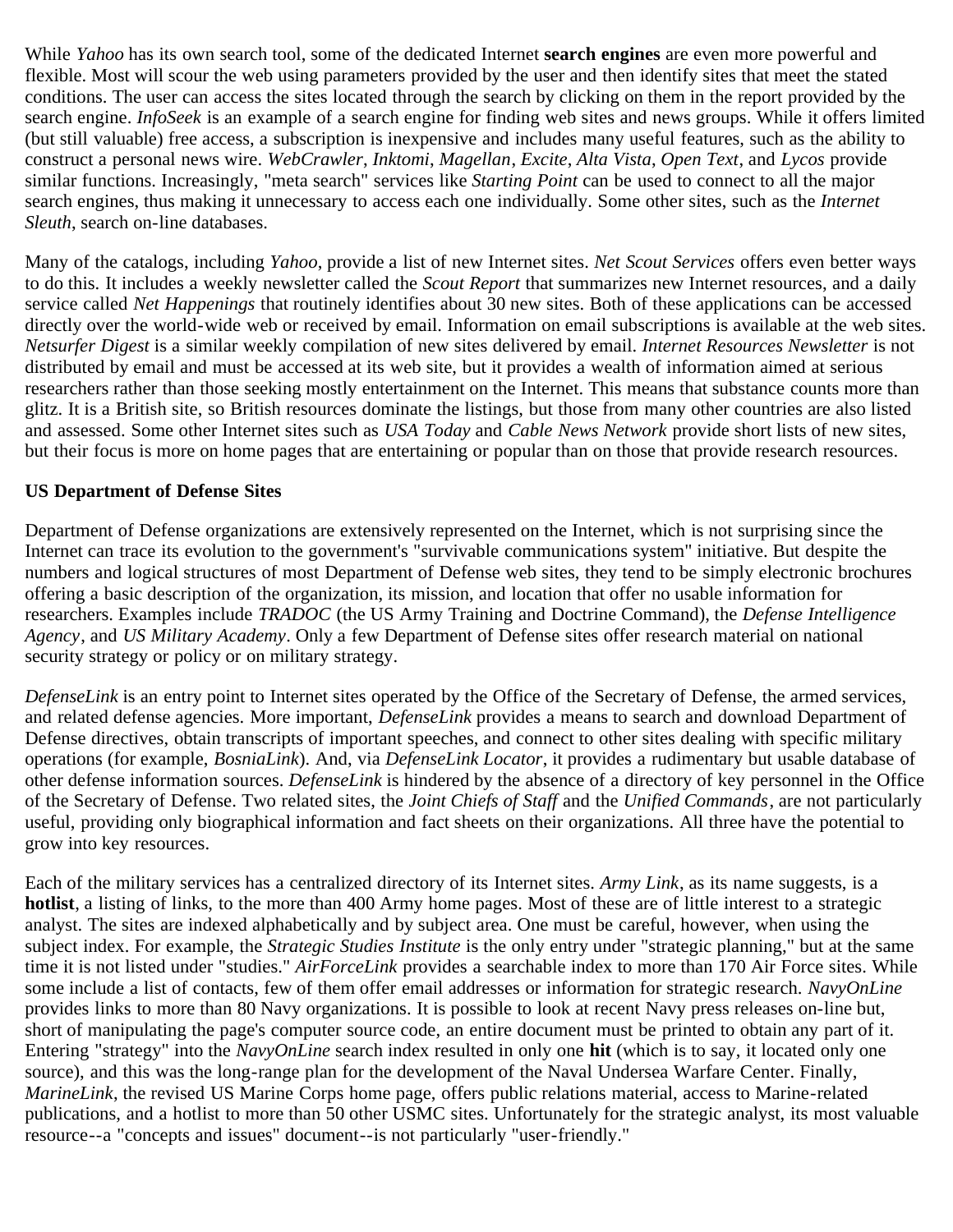While *Yahoo* has its own search tool, some of the dedicated Internet **search engines** are even more powerful and flexible. Most will scour the web using parameters provided by the user and then identify sites that meet the stated conditions. The user can access the sites located through the search by clicking on them in the report provided by the search engine. *InfoSeek* is an example of a search engine for finding web sites and news groups. While it offers limited (but still valuable) free access, a subscription is inexpensive and includes many useful features, such as the ability to construct a personal news wire. *WebCrawler*, *Inktomi*, *Magellan*, *Excite*, *Alta Vista*, *Open Text*, and *Lycos* provide similar functions. Increasingly, "meta search" services like *Starting Point* can be used to connect to all the major search engines, thus making it unnecessary to access each one individually. Some other sites, such as the *Internet Sleuth*, search on-line databases.

Many of the catalogs, including *Yahoo*, provide a list of new Internet sites. *Net Scout Services* offers even better ways to do this. It includes a weekly newsletter called the *Scout Report* that summarizes new Internet resources, and a daily service called *Net Happenings* that routinely identifies about 30 new sites. Both of these applications can be accessed directly over the world-wide web or received by email. Information on email subscriptions is available at the web sites. *Netsurfer Digest* is a similar weekly compilation of new sites delivered by email. *Internet Resources Newsletter* is not distributed by email and must be accessed at its web site, but it provides a wealth of information aimed at serious researchers rather than those seeking mostly entertainment on the Internet. This means that substance counts more than glitz. It is a British site, so British resources dominate the listings, but those from many other countries are also listed and assessed. Some other Internet sites such as *USA Today* and *Cable News Network* provide short lists of new sites, but their focus is more on home pages that are entertaining or popular than on those that provide research resources.

**US Department of Defense Sites**

Department of Defense organizations are extensively represented on the Internet, which is not surprising since the Internet can trace its evolution to the government's "survivable communications system" initiative. But despite the numbers and logical structures of most Department of Defense web sites, they tend to be simply electronic brochures offering a basic description of the organization, its mission, and location that offer no usable information for researchers. Examples include *TRADOC* (the US Army Training and Doctrine Command), the *Defense Intelligence Agency*, and *US Military Academy*. Only a few Department of Defense sites offer research material on national security strategy or policy or on military strategy.

*DefenseLink* is an entry point to Internet sites operated by the Office of the Secretary of Defense, the armed services, and related defense agencies. More important, *DefenseLink* provides a means to search and download Department of Defense directives, obtain transcripts of important speeches, and connect to other sites dealing with specific military operations (for example, *BosniaLink*). And, via *DefenseLink Locator*, it provides a rudimentary but usable database of other defense information sources. *DefenseLink* is hindered by the absence of a directory of key personnel in the Office of the Secretary of Defense. Two related sites, the *Joint Chiefs of Staff* and the *Unified Commands*, are not particularly useful, providing only biographical information and fact sheets on their organizations. All three have the potential to grow into key resources.

Each of the military services has a centralized directory of its Internet sites. *Army Link*, as its name suggests, is a **hotlist**, a listing of links, to the more than 400 Army home pages. Most of these are of little interest to a strategic analyst. The sites are indexed alphabetically and by subject area. One must be careful, however, when using the subject index. For example, the *Strategic Studies Institute* is the only entry under "strategic planning," but at the same time it is not listed under "studies." *AirForceLink* provides a searchable index to more than 170 Air Force sites. While some include a list of contacts, few of them offer email addresses or information for strategic research. *NavyOnLine* provides links to more than 80 Navy organizations. It is possible to look at recent Navy press releases on-line but, short of manipulating the page's computer source code, an entire document must be printed to obtain any part of it. Entering "strategy" into the *NavyOnLine* search index resulted in only one **hit** (which is to say, it located only one source), and this was the long-range plan for the development of the Naval Undersea Warfare Center. Finally, *MarineLink*, the revised US Marine Corps home page, offers public relations material, access to Marine-related publications, and a hotlist to more than 50 other USMC sites. Unfortunately for the strategic analyst, its most valuable resource--a "concepts and issues" document--is not particularly "user-friendly."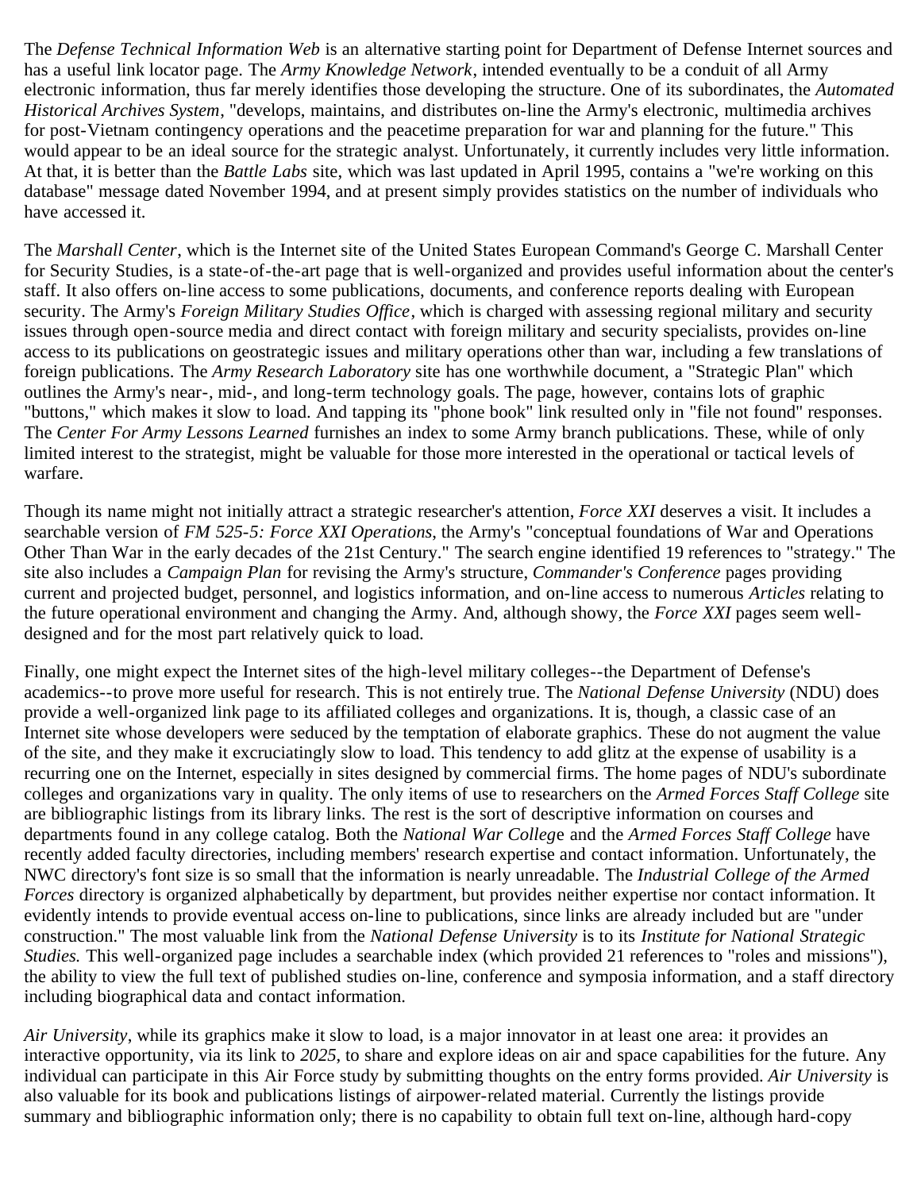The *Defense Technical Information Web* is an alternative starting point for Department of Defense Internet sources and has a useful link locator page. The *Army Knowledge Network*, intended eventually to be a conduit of all Army electronic information, thus far merely identifies those developing the structure. One of its subordinates, the *Automated Historical Archives System*, "develops, maintains, and distributes on-line the Army's electronic, multimedia archives for post-Vietnam contingency operations and the peacetime preparation for war and planning for the future." This would appear to be an ideal source for the strategic analyst. Unfortunately, it currently includes very little information. At that, it is better than the *Battle Labs* site, which was last updated in April 1995, contains a "we're working on this database" message dated November 1994, and at present simply provides statistics on the number of individuals who have accessed it.

The *Marshall Center*, which is the Internet site of the United States European Command's George C. Marshall Center for Security Studies, is a state-of-the-art page that is well-organized and provides useful information about the center's staff. It also offers on-line access to some publications, documents, and conference reports dealing with European security. The Army's *Foreign Military Studies Office*, which is charged with assessing regional military and security issues through open-source media and direct contact with foreign military and security specialists, provides on-line access to its publications on geostrategic issues and military operations other than war, including a few translations of foreign publications. The *Army Research Laboratory* site has one worthwhile document, a "Strategic Plan" which outlines the Army's near-, mid-, and long-term technology goals. The page, however, contains lots of graphic "buttons," which makes it slow to load. And tapping its "phone book" link resulted only in "file not found" responses. The *Center For Army Lessons Learned* furnishes an index to some Army branch publications. These, while of only limited interest to the strategist, might be valuable for those more interested in the operational or tactical levels of warfare.

Though its name might not initially attract a strategic researcher's attention, *Force XXI* deserves a visit. It includes a searchable version of *FM 525-5: Force XXI Operations,* the Army's "conceptual foundations of War and Operations Other Than War in the early decades of the 21st Century." The search engine identified 19 references to "strategy." The site also includes a *Campaign Plan* for revising the Army's structure, *Commander's Conference* pages providing current and projected budget, personnel, and logistics information, and on-line access to numerous *Articles* relating to the future operational environment and changing the Army. And, although showy, the *Force XXI* pages seem well-designed and for the most part relatively quick to load.

Finally, one might expect the Internet sites of the high-level military colleges--the Department of Defense's academics--to prove more useful for research. This is not entirely true. The *National Defense University* (NDU) does provide a well-organized link page to its affiliated colleges and organizations. It is, though, a classic case of an Internet site whose developers were seduced by the temptation of elaborate graphics. These do not augment the value of the site, and they make it excruciatingly slow to load. This tendency to add glitz at the expense of usability is a recurring one on the Internet, especially in sites designed by commercial firms. The home pages of NDU's subordinate colleges and organizations vary in quality. The only items of use to researchers on the *Armed Forces Staff College* site are bibliographic listings from its library links. The rest is the sort of descriptive information on courses and departments found in any college catalog. Both the *National War College* and the *Armed Forces Staff College* have recently added faculty directories, including members' research expertise and contact information. Unfortunately, the NWC directory's font size is so small that the information is nearly unreadable. The *Industrial College of the Armed Forces* directory is organized alphabetically by department, but provides neither expertise nor contact information. It evidently intends to provide eventual access on-line to publications, since links are already included but are "under construction." The most valuable link from the *National Defense University* is to its *Institute for National Strategic Studies.* This well-organized page includes a searchable index (which provided 21 references to "roles and missions"), the ability to view the full text of published studies on-line, conference and symposia information, and a staff directory including biographical data and contact information.

*Air University*, while its graphics make it slow to load, is a major innovator in at least one area: it provides an interactive opportunity, via its link to *2025*, to share and explore ideas on air and space capabilities for the future. Any individual can participate in this Air Force study by submitting thoughts on the entry forms provided. *Air University* is also valuable for its book and publications listings of airpower-related material. Currently the listings provide summary and bibliographic information only; there is no capability to obtain full text on-line, although hard-copy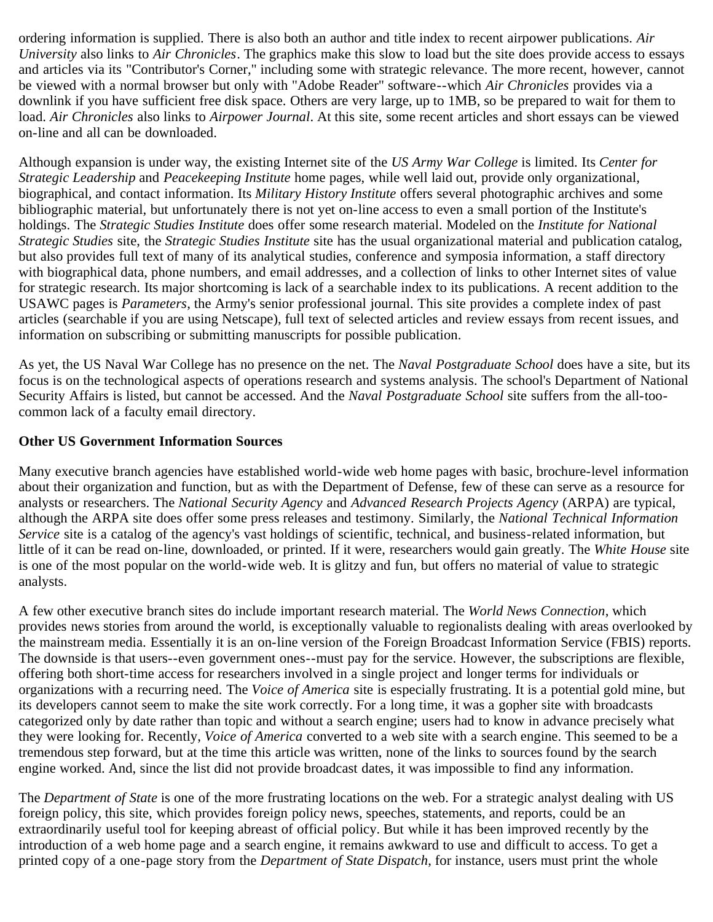ordering information is supplied. There is also both an author and title index to recent airpower publications. *Air University* also links to *Air Chronicles*. The graphics make this slow to load but the site does provide access to essays and articles via its "Contributor's Corner," including some with strategic relevance. The more recent, however, cannot be viewed with a normal browser but only with "Adobe Reader" software--which *Air Chronicles* provides via a downlink if you have sufficient free disk space. Others are very large, up to 1MB, so be prepared to wait for them to load. *Air Chronicles* also links to *Airpower Journal*. At this site, some recent articles and short essays can be viewed on-line and all can be downloaded.

Although expansion is under way, the existing Internet site of the *US Army War College* is limited. Its *Center for Strategic Leadership* and *Peacekeeping Institute* home pages, while well laid out, provide only organizational, biographical, and contact information. Its *Military History Institute* offers several photographic archives and some bibliographic material, but unfortunately there is not yet on-line access to even a small portion of the Institute's holdings. The *Strategic Studies Institute* does offer some research material. Modeled on the *Institute for National Strategic Studies* site, the *Strategic Studies Institute* site has the usual organizational material and publication catalog, but also provides full text of many of its analytical studies, conference and symposia information, a staff directory with biographical data, phone numbers, and email addresses, and a collection of links to other Internet sites of value for strategic research. Its major shortcoming is lack of a searchable index to its publications. A recent addition to the USAWC pages is *Parameters*, the Army's senior professional journal. This site provides a complete index of past articles (searchable if you are using Netscape), full text of selected articles and review essays from recent issues, and information on subscribing or submitting manuscripts for possible publication.

As yet, the US Naval War College has no presence on the net. The *Naval Postgraduate School* does have a site, but its focus is on the technological aspects of operations research and systems analysis. The school's Department of National Security Affairs is listed, but cannot be accessed. And the *Naval Postgraduate School* site suffers from the all-too-common lack of a faculty email directory.

**Other US Government Information Sources**

Many executive branch agencies have established world-wide web home pages with basic, brochure-level information about their organization and function, but as with the Department of Defense, few of these can serve as a resource for analysts or researchers. The *National Security Agency* and *Advanced Research Projects Agency* (ARPA) are typical, although the ARPA site does offer some press releases and testimony. Similarly, the *National Technical Information Service* site is a catalog of the agency's vast holdings of scientific, technical, and business-related information, but little of it can be read on-line, downloaded, or printed. If it were, researchers would gain greatly. The *White House* site is one of the most popular on the world-wide web. It is glitzy and fun, but offers no material of value to strategic analysts.

A few other executive branch sites do include important research material. The *World News Connection*, which provides news stories from around the world, is exceptionally valuable to regionalists dealing with areas overlooked by the mainstream media. Essentially it is an on-line version of the Foreign Broadcast Information Service (FBIS) reports. The downside is that users--even government ones--must pay for the service. However, the subscriptions are flexible, offering both short-time access for researchers involved in a single project and longer terms for individuals or organizations with a recurring need. The *Voice of America* site is especially frustrating. It is a potential gold mine, but its developers cannot seem to make the site work correctly. For a long time, it was a gopher site with broadcasts categorized only by date rather than topic and without a search engine; users had to know in advance precisely what they were looking for. Recently, *Voice of America* converted to a web site with a search engine. This seemed to be a tremendous step forward, but at the time this article was written, none of the links to sources found by the search engine worked. And, since the list did not provide broadcast dates, it was impossible to find any information.

The *Department of State* is one of the more frustrating locations on the web. For a strategic analyst dealing with US foreign policy, this site, which provides foreign policy news, speeches, statements, and reports, could be an extraordinarily useful tool for keeping abreast of official policy. But while it has been improved recently by the introduction of a web home page and a search engine, it remains awkward to use and difficult to access. To get a printed copy of a one-page story from the *Department of State Dispatch*, for instance, users must print the whole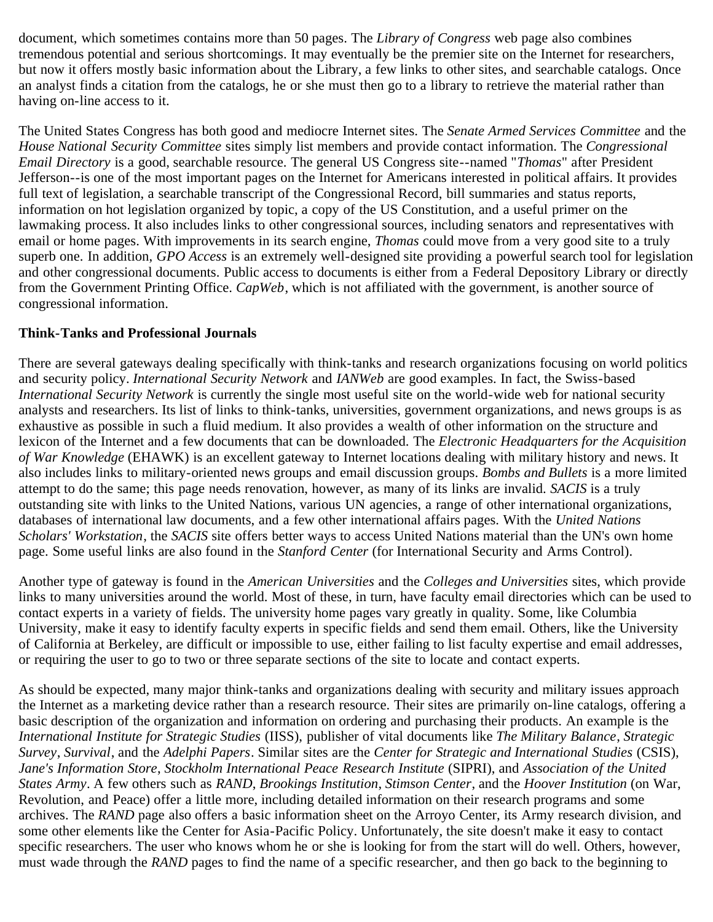document, which sometimes contains more than 50 pages. The *Library of Congress* web page also combines tremendous potential and serious shortcomings. It may eventually be the premier site on the Internet for researchers, but now it offers mostly basic information about the Library, a few links to other sites, and searchable catalogs. Once an analyst finds a citation from the catalogs, he or she must then go to a library to retrieve the material rather than having on-line access to it.

The United States Congress has both good and mediocre Internet sites. The *Senate Armed Services Committee* and the *House National Security Committee* sites simply list members and provide contact information. The *Congressional Email Directory* is a good, searchable resource. The general US Congress site--named "*Thomas*" after President Jefferson--is one of the most important pages on the Internet for Americans interested in political affairs. It provides full text of legislation, a searchable transcript of the Congressional Record, bill summaries and status reports, information on hot legislation organized by topic, a copy of the US Constitution, and a useful primer on the lawmaking process. It also includes links to other congressional sources, including senators and representatives with email or home pages. With improvements in its search engine, *Thomas* could move from a very good site to a truly superb one. In addition, *GPO Access* is an extremely well-designed site providing a powerful search tool for legislation and other congressional documents. Public access to documents is either from a Federal Depository Library or directly from the Government Printing Office. *CapWeb*, which is not affiliated with the government, is another source of congressional information.

**Think-Tanks and Professional Journals**

There are several gateways dealing specifically with think-tanks and research organizations focusing on world politics and security policy. *International Security Network* and *IANWeb* are good examples. In fact, the Swiss-based *International Security Network* is currently the single most useful site on the world-wide web for national security analysts and researchers. Its list of links to think-tanks, universities, government organizations, and news groups is as exhaustive as possible in such a fluid medium. It also provides a wealth of other information on the structure and lexicon of the Internet and a few documents that can be downloaded. The *Electronic Headquarters for the Acquisition of War Knowledge* (EHAWK) is an excellent gateway to Internet locations dealing with military history and news. It also includes links to military-oriented news groups and email discussion groups. *Bombs and Bullets* is a more limited attempt to do the same; this page needs renovation, however, as many of its links are invalid. *SACIS* is a truly outstanding site with links to the United Nations, various UN agencies, a range of other international organizations, databases of international law documents, and a few other international affairs pages. With the *United Nations Scholars' Workstation*, the *SACIS* site offers better ways to access United Nations material than the UN's own home page. Some useful links are also found in the *Stanford Center* (for International Security and Arms Control).

Another type of gateway is found in the *American Universities* and the *Colleges and Universities* sites, which provide links to many universities around the world. Most of these, in turn, have faculty email directories which can be used to contact experts in a variety of fields. The university home pages vary greatly in quality. Some, like Columbia University, make it easy to identify faculty experts in specific fields and send them email. Others, like the University of California at Berkeley, are difficult or impossible to use, either failing to list faculty expertise and email addresses, or requiring the user to go to two or three separate sections of the site to locate and contact experts.

As should be expected, many major think-tanks and organizations dealing with security and military issues approach the Internet as a marketing device rather than a research resource. Their sites are primarily on-line catalogs, offering a basic description of the organization and information on ordering and purchasing their products. An example is the *International Institute for Strategic Studies* (IISS), publisher of vital documents like *The Military Balance*, *Strategic Survey*, *Survival*, and the *Adelphi Papers*. Similar sites are the *Center for Strategic and International Studies* (CSIS), *Jane's Information Store*, *Stockholm International Peace Research Institute* (SIPRI), and *Association of the United States Army*. A few others such as *RAND*, *Brookings Institution*, *Stimson Center*, and the *Hoover Institution* (on War, Revolution, and Peace) offer a little more, including detailed information on their research programs and some archives. The *RAND* page also offers a basic information sheet on the Arroyo Center, its Army research division, and some other elements like the Center for Asia-Pacific Policy. Unfortunately, the site doesn't make it easy to contact specific researchers. The user who knows whom he or she is looking for from the start will do well. Others, however, must wade through the *RAND* pages to find the name of a specific researcher, and then go back to the beginning to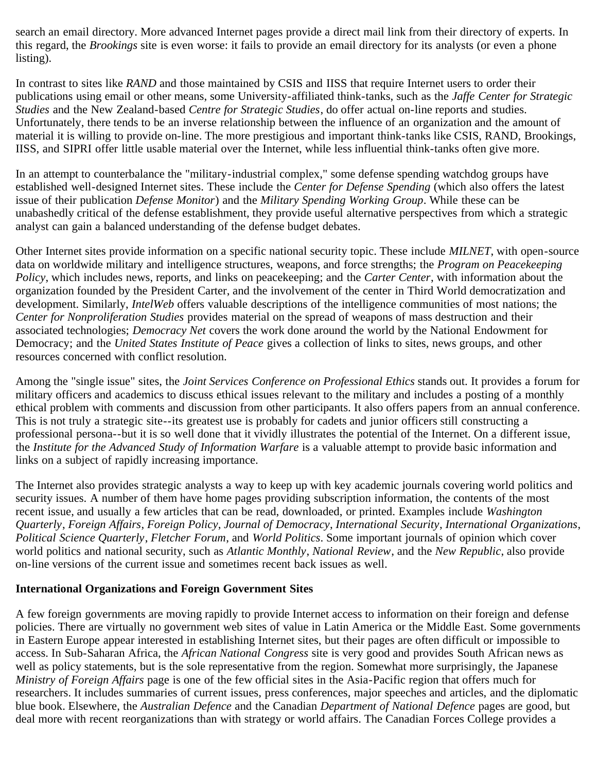search an email directory. More advanced Internet pages provide a direct mail link from their directory of experts. In this regard, the *Brookings* site is even worse: it fails to provide an email directory for its analysts (or even a phone listing).

In contrast to sites like *RAND* and those maintained by CSIS and IISS that require Internet users to order their publications using email or other means, some University-affiliated think-tanks, such as the *Jaffe Center for Strategic Studies* and the New Zealand-based *Centre for Strategic Studies*, do offer actual on-line reports and studies. Unfortunately, there tends to be an inverse relationship between the influence of an organization and the amount of material it is willing to provide on-line. The more prestigious and important think-tanks like CSIS, RAND, Brookings, IISS, and SIPRI offer little usable material over the Internet, while less influential think-tanks often give more.

In an attempt to counterbalance the "military-industrial complex," some defense spending watchdog groups have established well-designed Internet sites. These include the *Center for Defense Spending* (which also offers the latest issue of their publication *Defense Monitor*) and the *Military Spending Working Group*. While these can be unabashedly critical of the defense establishment, they provide useful alternative perspectives from which a strategic analyst can gain a balanced understanding of the defense budget debates.

Other Internet sites provide information on a specific national security topic. These include *MILNET*, with open-source data on worldwide military and intelligence structures, weapons, and force strengths; the *Program on Peacekeeping Policy*, which includes news, reports, and links on peacekeeping; and the *Carter Center*, with information about the organization founded by the President Carter, and the involvement of the center in Third World democratization and development. Similarly, *IntelWeb* offers valuable descriptions of the intelligence communities of most nations; the *Center for Nonproliferation Studies* provides material on the spread of weapons of mass destruction and their associated technologies; *Democracy Net* covers the work done around the world by the National Endowment for Democracy; and the *United States Institute of Peace* gives a collection of links to sites, news groups, and other resources concerned with conflict resolution.

Among the "single issue" sites, the *Joint Services Conference on Professional Ethics* stands out. It provides a forum for military officers and academics to discuss ethical issues relevant to the military and includes a posting of a monthly ethical problem with comments and discussion from other participants. It also offers papers from an annual conference. This is not truly a strategic site--its greatest use is probably for cadets and junior officers still constructing a professional persona--but it is so well done that it vividly illustrates the potential of the Internet. On a different issue, the *Institute for the Advanced Study of Information Warfare* is a valuable attempt to provide basic information and links on a subject of rapidly increasing importance.

The Internet also provides strategic analysts a way to keep up with key academic journals covering world politics and security issues. A number of them have home pages providing subscription information, the contents of the most recent issue, and usually a few articles that can be read, downloaded, or printed. Examples include *Washington Quarterly*, *Foreign Affairs*, *Foreign Policy*, *Journal of Democracy*, *International Security*, *International Organizations*, *Political Science Quarterly*, *Fletcher Forum*, and *World Politics*. Some important journals of opinion which cover world politics and national security, such as *Atlantic Monthly*, *National Review*, and the *New Republic*, also provide on-line versions of the current issue and sometimes recent back issues as well.

**International Organizations and Foreign Government Sites**

A few foreign governments are moving rapidly to provide Internet access to information on their foreign and defense policies. There are virtually no government web sites of value in Latin America or the Middle East. Some governments in Eastern Europe appear interested in establishing Internet sites, but their pages are often difficult or impossible to access. In Sub-Saharan Africa, the *African National Congress* site is very good and provides South African news as well as policy statements, but is the sole representative from the region. Somewhat more surprisingly, the Japanese *Ministry of Foreign Affairs* page is one of the few official sites in the Asia-Pacific region that offers much for researchers. It includes summaries of current issues, press conferences, major speeches and articles, and the diplomatic blue book. Elsewhere, the *Australian Defence* and the Canadian *Department of National Defence* pages are good, but deal more with recent reorganizations than with strategy or world affairs. The Canadian Forces College provides a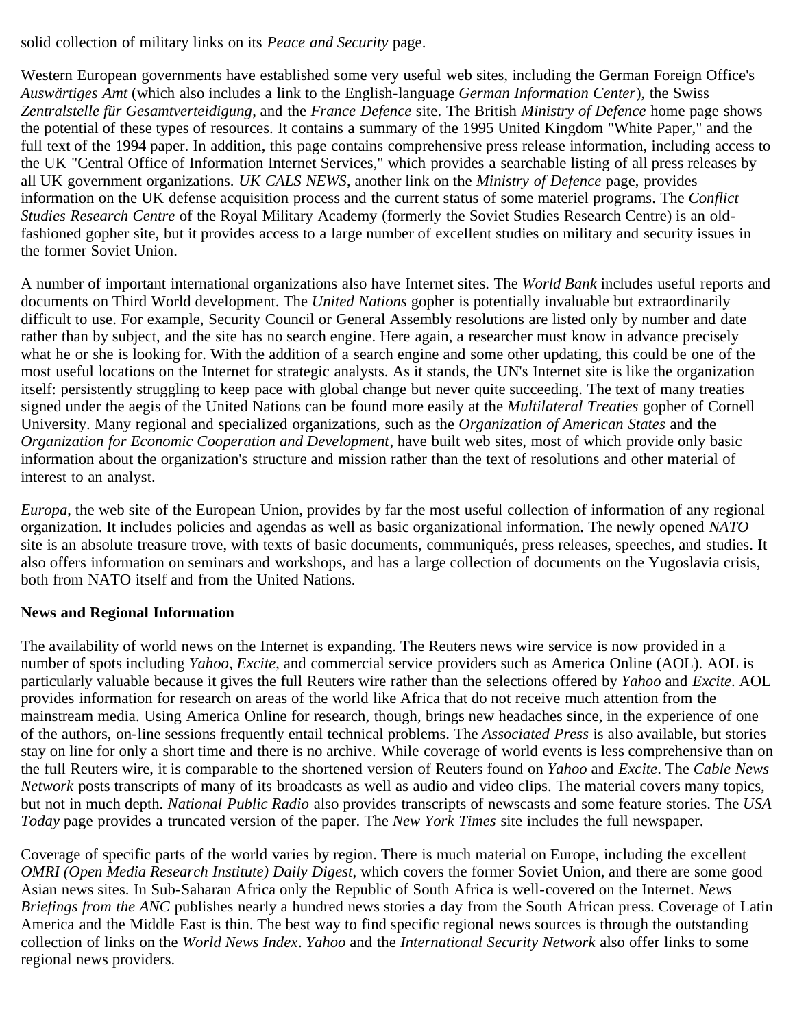solid collection of military links on its *Peace and Security* page.

Western European governments have established some very useful web sites, including the German Foreign Office's *Auswärtiges Amt* (which also includes a link to the English-language *German Information Center*), the Swiss *Zentralstelle für Gesamtverteidigung*, and the *France Defence* site. The British *Ministry of Defence* home page shows the potential of these types of resources. It contains a summary of the 1995 United Kingdom "White Paper," and the full text of the 1994 paper. In addition, this page contains comprehensive press release information, including access to the UK "Central Office of Information Internet Services," which provides a searchable listing of all press releases by all UK government organizations. *UK CALS NEWS*, another link on the *Ministry of Defence* page, provides information on the UK defense acquisition process and the current status of some materiel programs. The *Conflict Studies Research Centre* of the Royal Military Academy (formerly the Soviet Studies Research Centre) is an old-fashioned gopher site, but it provides access to a large number of excellent studies on military and security issues in the former Soviet Union.

A number of important international organizations also have Internet sites. The *World Bank* includes useful reports and documents on Third World development. The *United Nations* gopher is potentially invaluable but extraordinarily difficult to use. For example, Security Council or General Assembly resolutions are listed only by number and date rather than by subject, and the site has no search engine. Here again, a researcher must know in advance precisely what he or she is looking for. With the addition of a search engine and some other updating, this could be one of the most useful locations on the Internet for strategic analysts. As it stands, the UN's Internet site is like the organization itself: persistently struggling to keep pace with global change but never quite succeeding. The text of many treaties signed under the aegis of the United Nations can be found more easily at the *Multilateral Treaties* gopher of Cornell University. Many regional and specialized organizations, such as the *Organization of American States* and the *Organization for Economic Cooperation and Development*, have built web sites, most of which provide only basic information about the organization's structure and mission rather than the text of resolutions and other material of interest to an analyst.

*Europa*, the web site of the European Union, provides by far the most useful collection of information of any regional organization. It includes policies and agendas as well as basic organizational information. The newly opened *NATO* site is an absolute treasure trove, with texts of basic documents, communiqués, press releases, speeches, and studies. It also offers information on seminars and workshops, and has a large collection of documents on the Yugoslavia crisis, both from NATO itself and from the United Nations.

**News and Regional Information**

The availability of world news on the Internet is expanding. The Reuters news wire service is now provided in a number of spots including *Yahoo*, *Excite*, and commercial service providers such as America Online (AOL). AOL is particularly valuable because it gives the full Reuters wire rather than the selections offered by *Yahoo* and *Excite*. AOL provides information for research on areas of the world like Africa that do not receive much attention from the mainstream media. Using America Online for research, though, brings new headaches since, in the experience of one of the authors, on-line sessions frequently entail technical problems. The *Associated Press* is also available, but stories stay on line for only a short time and there is no archive. While coverage of world events is less comprehensive than on the full Reuters wire, it is comparable to the shortened version of Reuters found on *Yahoo* and *Excite*. The *Cable News Network* posts transcripts of many of its broadcasts as well as audio and video clips. The material covers many topics, but not in much depth. *National Public Radio* also provides transcripts of newscasts and some feature stories. The *USA Today* page provides a truncated version of the paper. The *New York Times* site includes the full newspaper.

Coverage of specific parts of the world varies by region. There is much material on Europe, including the excellent *OMRI (Open Media Research Institute) Daily Digest*, which covers the former Soviet Union, and there are some good Asian news sites. In Sub-Saharan Africa only the Republic of South Africa is well-covered on the Internet. *News Briefings from the ANC* publishes nearly a hundred news stories a day from the South African press. Coverage of Latin America and the Middle East is thin. The best way to find specific regional news sources is through the outstanding collection of links on the *World News Index*. *Yahoo* and the *International Security Network* also offer links to some regional news providers.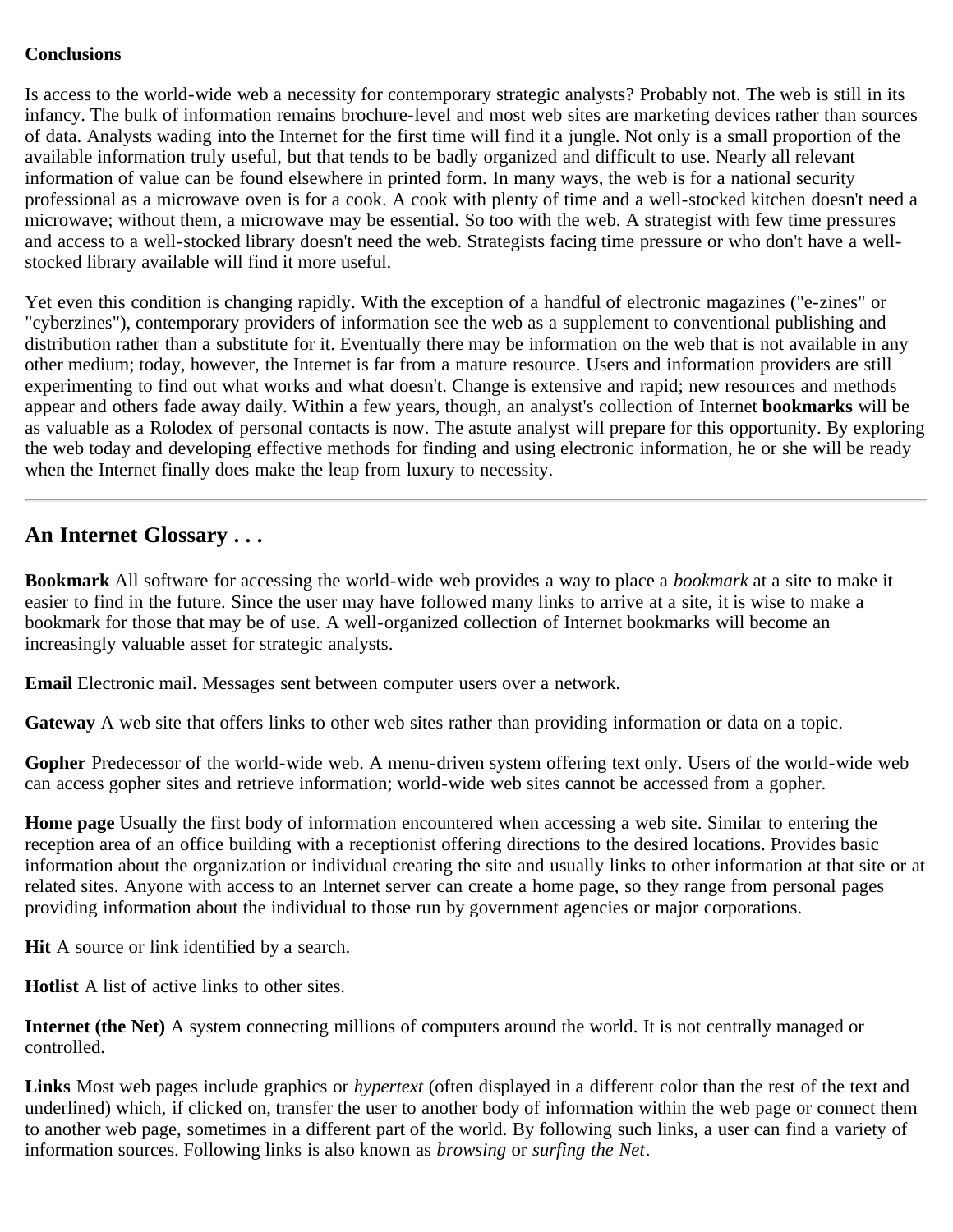**Conclusions**

Is access to the world-wide web a necessity for contemporary strategic analysts? Probably not. The web is still in its infancy. The bulk of information remains brochure-level and most web sites are marketing devices rather than sources of data. Analysts wading into the Internet for the first time will find it a jungle. Not only is a small proportion of the available information truly useful, but that tends to be badly organized and difficult to use. Nearly all relevant information of value can be found elsewhere in printed form. In many ways, the web is for a national security professional as a microwave oven is for a cook. A cook with plenty of time and a well-stocked kitchen doesn't need a microwave; without them, a microwave may be essential. So too with the web. A strategist with few time pressures and access to a well-stocked library doesn't need the web. Strategists facing time pressure or who don't have a well-stocked library available will find it more useful.

Yet even this condition is changing rapidly. With the exception of a handful of electronic magazines ("e-zines" or "cyberzines"), contemporary providers of information see the web as a supplement to conventional publishing and distribution rather than a substitute for it. Eventually there may be information on the web that is not available in any other medium; today, however, the Internet is far from a mature resource. Users and information providers are still experimenting to find out what works and what doesn't. Change is extensive and rapid; new resources and methods appear and others fade away daily. Within a few years, though, an analyst's collection of Internet **bookmarks** will be as valuable as a Rolodex of personal contacts is now. The astute analyst will prepare for this opportunity. By exploring the web today and developing effective methods for finding and using electronic information, he or she will be ready when the Internet finally does make the leap from luxury to necessity.

---

## An Internet Glossary . . .

**Bookmark** All software for accessing the world-wide web provides a way to place a *bookmark* at a site to make it easier to find in the future. Since the user may have followed many links to arrive at a site, it is wise to make a bookmark for those that may be of use. A well-organized collection of Internet bookmarks will become an increasingly valuable asset for strategic analysts.

**Email** Electronic mail. Messages sent between computer users over a network.

**Gateway** A web site that offers links to other web sites rather than providing information or data on a topic.

**Gopher** Predecessor of the world-wide web. A menu-driven system offering text only. Users of the world-wide web can access gopher sites and retrieve information; world-wide web sites cannot be accessed from a gopher.

**Home page** Usually the first body of information encountered when accessing a web site. Similar to entering the reception area of an office building with a receptionist offering directions to the desired locations. Provides basic information about the organization or individual creating the site and usually links to other information at that site or at related sites. Anyone with access to an Internet server can create a home page, so they range from personal pages providing information about the individual to those run by government agencies or major corporations.

**Hit** A source or link identified by a search.

**Hotlist** A list of active links to other sites.

**Internet (the Net)** A system connecting millions of computers around the world. It is not centrally managed or controlled.

**Links** Most web pages include graphics or *hypertext* (often displayed in a different color than the rest of the text and underlined) which, if clicked on, transfer the user to another body of information within the web page or connect them to another web page, sometimes in a different part of the world. By following such links, a user can find a variety of information sources. Following links is also known as *browsing* or *surfing the Net*.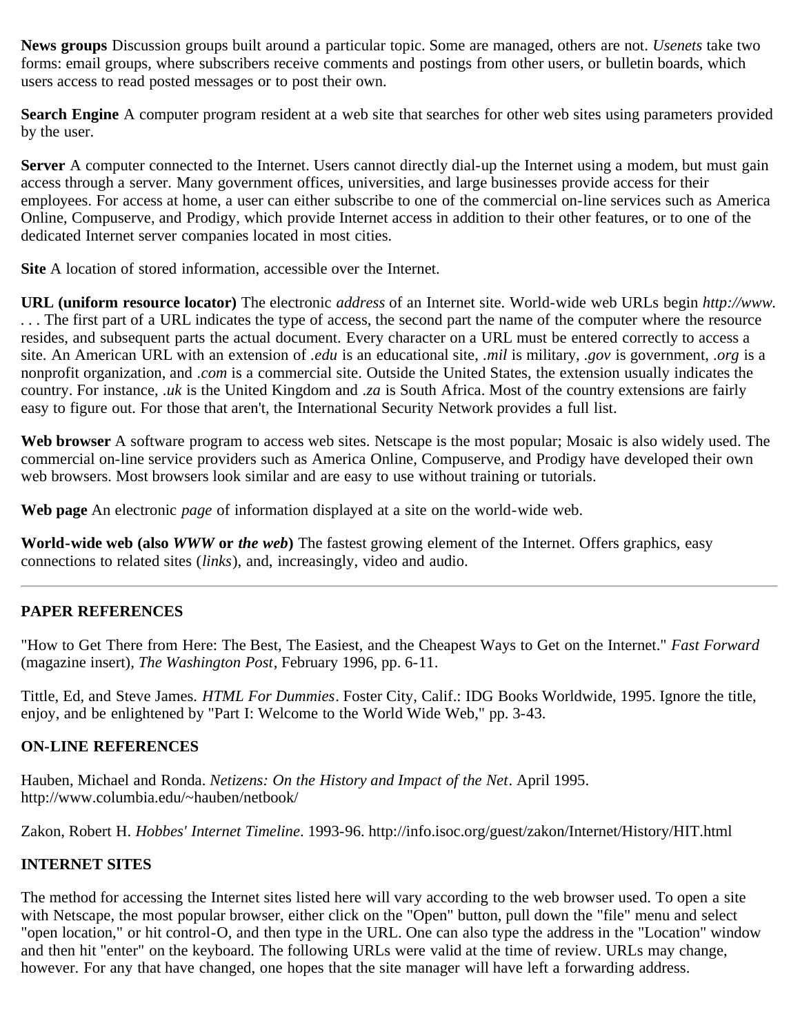**News groups** Discussion groups built around a particular topic. Some are managed, others are not. *Usenets* take two forms: email groups, where subscribers receive comments and postings from other users, or bulletin boards, which users access to read posted messages or to post their own.

**Search Engine** A computer program resident at a web site that searches for other web sites using parameters provided by the user.

**Server** A computer connected to the Internet. Users cannot directly dial-up the Internet using a modem, but must gain access through a server. Many government offices, universities, and large businesses provide access for their employees. For access at home, a user can either subscribe to one of the commercial on-line services such as America Online, Compuserve, and Prodigy, which provide Internet access in addition to their other features, or to one of the dedicated Internet server companies located in most cities.

**Site** A location of stored information, accessible over the Internet.

**URL (uniform resource locator)** The electronic *address* of an Internet site. World-wide web URLs begin *http://www.* . . . The first part of a URL indicates the type of access, the second part the name of the computer where the resource resides, and subsequent parts the actual document. Every character on a URL must be entered correctly to access a site. An American URL with an extension of *.edu* is an educational site, *.mil* is military, *.gov* is government, *.org* is a nonprofit organization, and *.com* is a commercial site. Outside the United States, the extension usually indicates the country. For instance, *.uk* is the United Kingdom and *.za* is South Africa. Most of the country extensions are fairly easy to figure out. For those that aren't, the International Security Network provides a full list.

**Web browser** A software program to access web sites. Netscape is the most popular; Mosaic is also widely used. The commercial on-line service providers such as America Online, Compuserve, and Prodigy have developed their own web browsers. Most browsers look similar and are easy to use without training or tutorials.

**Web page** An electronic *page* of information displayed at a site on the world-wide web.

**World-wide web (also *WWW* or *the web*)** The fastest growing element of the Internet. Offers graphics, easy connections to related sites (*links*), and, increasingly, video and audio.

---

### PAPER REFERENCES

"How to Get There from Here: The Best, The Easiest, and the Cheapest Ways to Get on the Internet." *Fast Forward* (magazine insert), *The Washington Post*, February 1996, pp. 6-11.

Tittle, Ed, and Steve James. *HTML For Dummies*. Foster City, Calif.: IDG Books Worldwide, 1995. Ignore the title, enjoy, and be enlightened by "Part I: Welcome to the World Wide Web," pp. 3-43.

### ON-LINE REFERENCES

Hauben, Michael and Ronda. *Netizens: On the History and Impact of the Net*. April 1995. http://www.columbia.edu/~hauben/netbook/

Zakon, Robert H. *Hobbes' Internet Timeline*. 1993-96. http://info.isoc.org/guest/zakon/Internet/History/HIT.html

### INTERNET SITES

The method for accessing the Internet sites listed here will vary according to the web browser used. To open a site with Netscape, the most popular browser, either click on the "Open" button, pull down the "file" menu and select "open location," or hit control-O, and then type in the URL. One can also type the address in the "Location" window and then hit "enter" on the keyboard. The following URLs were valid at the time of review. URLs may change, however. For any that have changed, one hopes that the site manager will have left a forwarding address.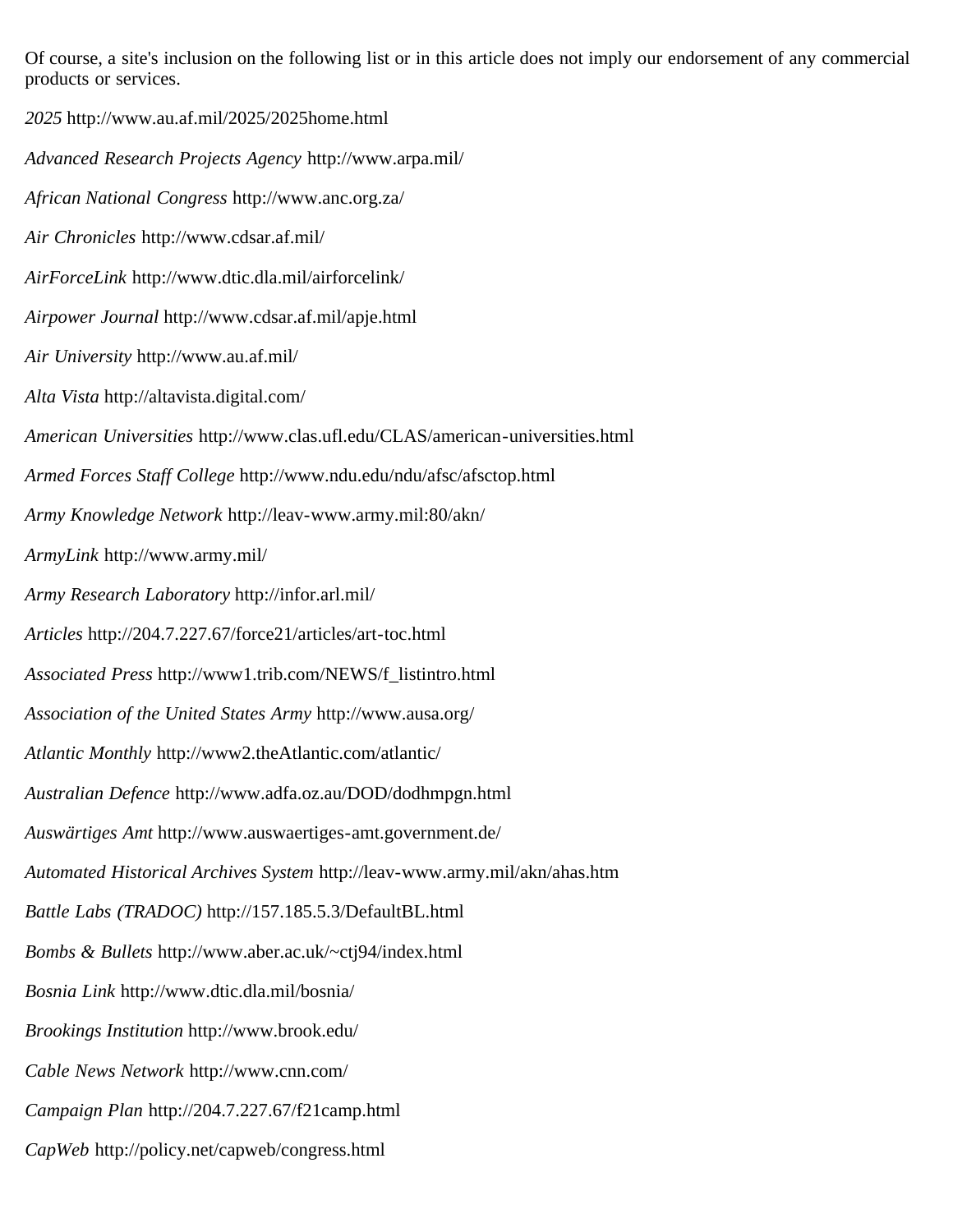Of course, a site's inclusion on the following list or in this article does not imply our endorsement of any commercial products or services.

*2025* http://www.au.af.mil/2025/2025home.html

*Advanced Research Projects Agency* http://www.arpa.mil/

*African National Congress* http://www.anc.org.za/

*Air Chronicles* http://www.cdsar.af.mil/

*AirForceLink* http://www.dtic.dla.mil/airforcelink/

*Airpower Journal* http://www.cdsar.af.mil/apje.html

*Air University* http://www.au.af.mil/

*Alta Vista* http://altavista.digital.com/

*American Universities* http://www.clas.ufl.edu/CLAS/american-universities.html

*Armed Forces Staff College* http://www.ndu.edu/ndu/afsc/afsctop.html

*Army Knowledge Network* http://leav-www.army.mil:80/akn/

*ArmyLink* http://www.army.mil/

*Army Research Laboratory* http://infor.arl.mil/

*Articles* http://204.7.227.67/force21/articles/art-toc.html

*Associated Press* http://www1.trib.com/NEWS/f_listintro.html

*Association of the United States Army* http://www.ausa.org/

*Atlantic Monthly* http://www2.theAtlantic.com/atlantic/

*Australian Defence* http://www.adfa.oz.au/DOD/dodhmpgn.html

*Auswärtiges Amt* http://www.auswaertiges-amt.government.de/

*Automated Historical Archives System* http://leav-www.army.mil/akn/ahas.htm

*Battle Labs (TRADOC)* http://157.185.5.3/DefaultBL.html

*Bombs & Bullets* http://www.aber.ac.uk/~ctj94/index.html

*Bosnia Link* http://www.dtic.dla.mil/bosnia/

*Brookings Institution* http://www.brook.edu/

*Cable News Network* http://www.cnn.com/

*Campaign Plan* http://204.7.227.67/f21camp.html

*CapWeb* http://policy.net/capweb/congress.html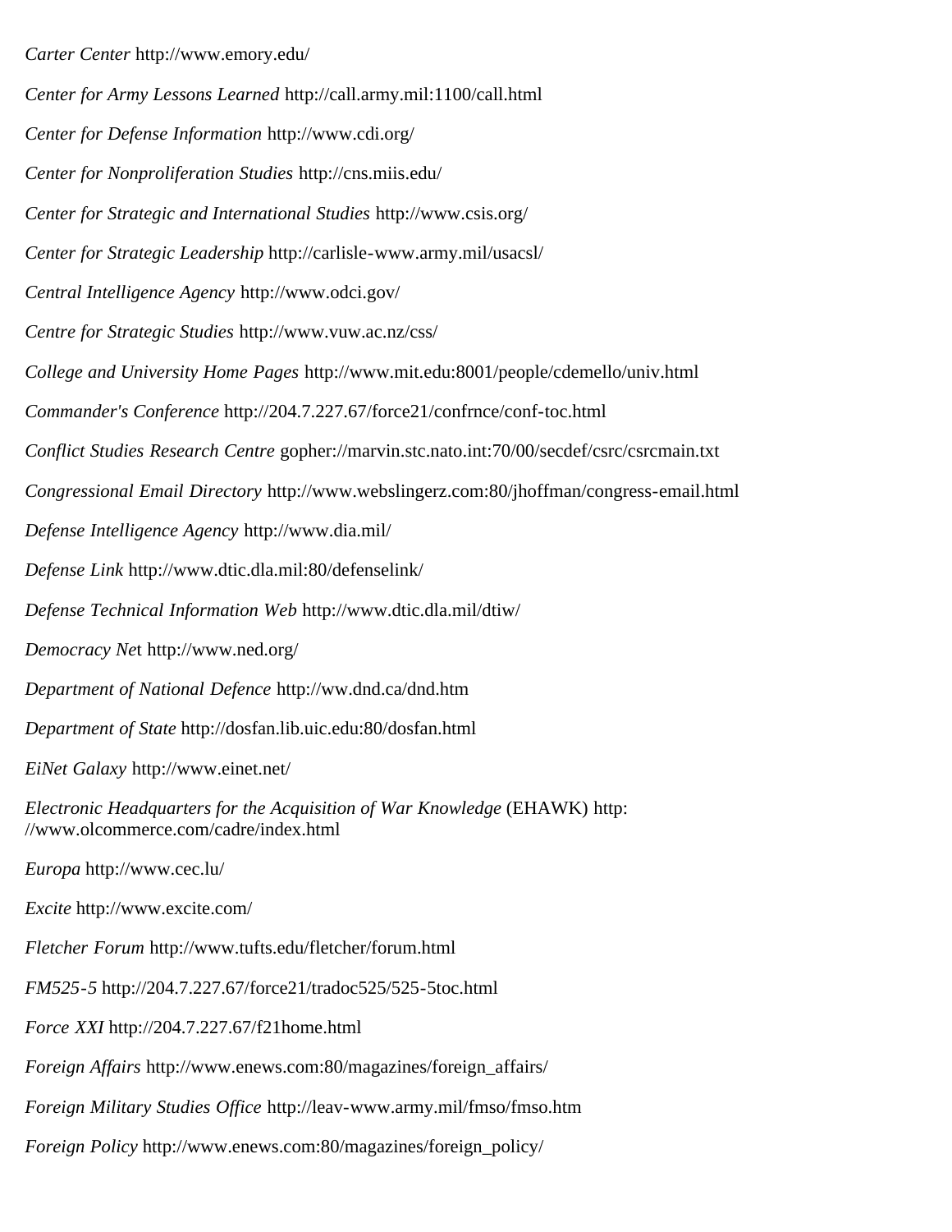*Carter Center* http://www.emory.edu/

*Center for Army Lessons Learned* http://call.army.mil:1100/call.html

*Center for Defense Information* http://www.cdi.org/

*Center for Nonproliferation Studies* http://cns.miis.edu/

*Center for Strategic and International Studies* http://www.csis.org/

*Center for Strategic Leadership* http://carlisle-www.army.mil/usacsl/

*Central Intelligence Agency* http://www.odci.gov/

*Centre for Strategic Studies* http://www.vuw.ac.nz/css/

*College and University Home Pages* http://www.mit.edu:8001/people/cdemello/univ.html

*Commander's Conference* http://204.7.227.67/force21/confrnce/conf-toc.html

*Conflict Studies Research Centre* gopher://marvin.stc.nato.int:70/00/secdef/csrc/csrcmain.txt

*Congressional Email Directory* http://www.webslingerz.com:80/jhoffman/congress-email.html

*Defense Intelligence Agency* http://www.dia.mil/

*Defense Link* http://www.dtic.dla.mil:80/defenselink/

*Defense Technical Information Web* http://www.dtic.dla.mil/dtiw/

*Democracy Ne*t http://www.ned.org/

*Department of National Defence* http://ww.dnd.ca/dnd.htm

*Department of State* http://dosfan.lib.uic.edu:80/dosfan.html

*EiNet Galaxy* http://www.einet.net/

*Electronic Headquarters for the Acquisition of War Knowledge* (EHAWK) http: //www.olcommerce.com/cadre/index.html

*Europa* http://www.cec.lu/

*Excite* http://www.excite.com/

*Fletcher Forum* http://www.tufts.edu/fletcher/forum.html

*FM525-5* http://204.7.227.67/force21/tradoc525/525-5toc.html

*Force XXI* http://204.7.227.67/f21home.html

*Foreign Affairs* http://www.enews.com:80/magazines/foreign_affairs/

*Foreign Military Studies Office* http://leav-www.army.mil/fmso/fmso.htm

*Foreign Policy* http://www.enews.com:80/magazines/foreign_policy/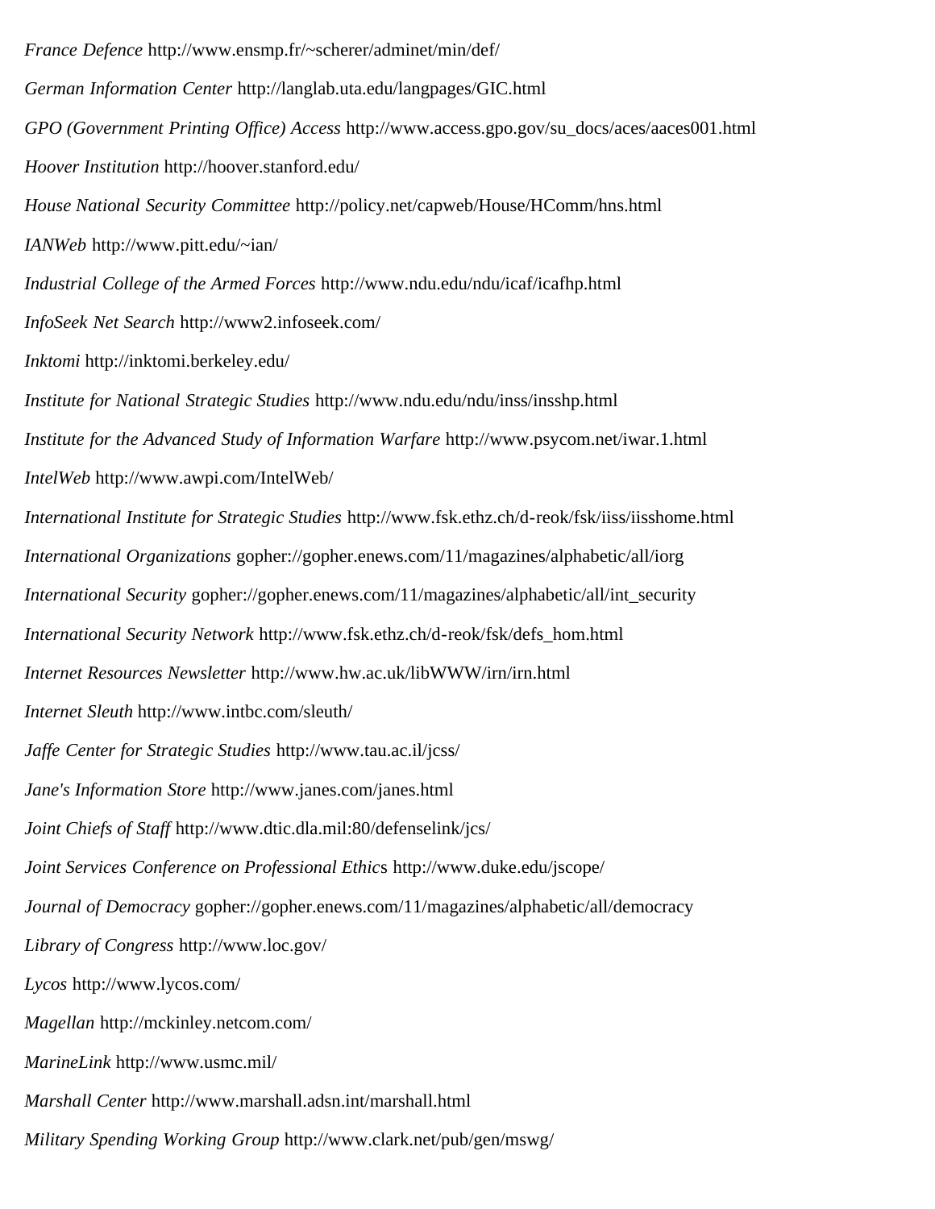*France Defence* http://www.ensmp.fr/~scherer/adminet/min/def/

*German Information Center* http://langlab.uta.edu/langpages/GIC.html

*GPO (Government Printing Office) Access* http://www.access.gpo.gov/su_docs/aces/aaces001.html

*Hoover Institution* http://hoover.stanford.edu/

*House National Security Committee* http://policy.net/capweb/House/HComm/hns.html

*IANWeb* http://www.pitt.edu/~ian/

*Industrial College of the Armed Forces* http://www.ndu.edu/ndu/icaf/icafhp.html

*InfoSeek Net Search* http://www2.infoseek.com/

*Inktomi* http://inktomi.berkeley.edu/

*Institute for National Strategic Studies* http://www.ndu.edu/ndu/inss/insshp.html

*Institute for the Advanced Study of Information Warfare* http://www.psycom.net/iwar.1.html

*IntelWeb* http://www.awpi.com/IntelWeb/

*International Institute for Strategic Studies* http://www.fsk.ethz.ch/d-reok/fsk/iiss/iisshome.html

*International Organizations* gopher://gopher.enews.com/11/magazines/alphabetic/all/iorg

*International Security* gopher://gopher.enews.com/11/magazines/alphabetic/all/int_security

*International Security Network* http://www.fsk.ethz.ch/d-reok/fsk/defs_hom.html

*Internet Resources Newsletter* http://www.hw.ac.uk/libWWW/irn/irn.html

*Internet Sleuth* http://www.intbc.com/sleuth/

*Jaffe Center for Strategic Studies* http://www.tau.ac.il/jcss/

*Jane's Information Store* http://www.janes.com/janes.html

*Joint Chiefs of Staff* http://www.dtic.dla.mil:80/defenselink/jcs/

*Joint Services Conference on Professional Ethic*s http://www.duke.edu/jscope/

*Journal of Democracy* gopher://gopher.enews.com/11/magazines/alphabetic/all/democracy

*Library of Congress* http://www.loc.gov/

*Lycos* http://www.lycos.com/

*Magellan* http://mckinley.netcom.com/

*MarineLink* http://www.usmc.mil/

*Marshall Center* http://www.marshall.adsn.int/marshall.html

*Military Spending Working Group* http://www.clark.net/pub/gen/mswg/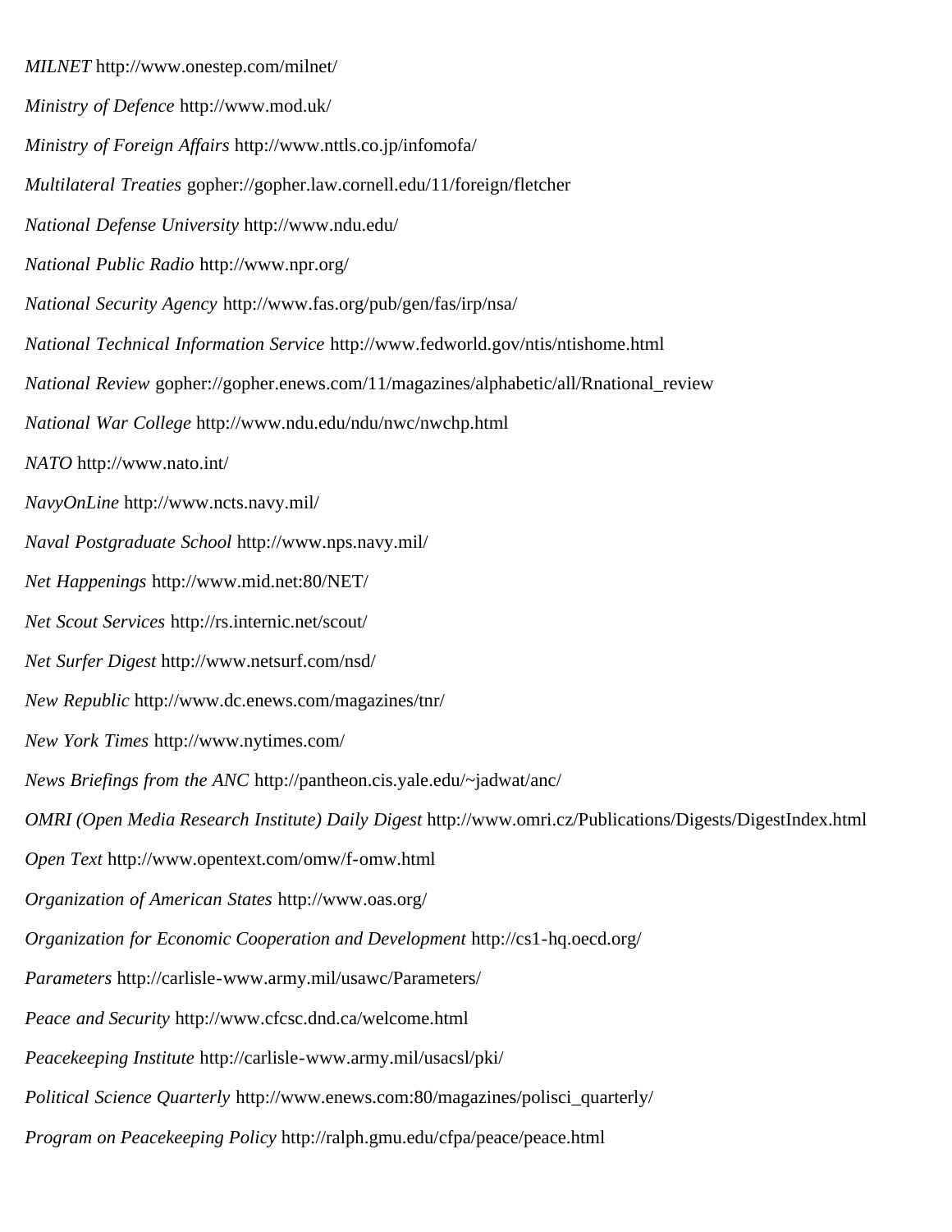*MILNET* http://www.onestep.com/milnet/

*Ministry of Defence* http://www.mod.uk/

*Ministry of Foreign Affairs* http://www.nttls.co.jp/infomofa/

*Multilateral Treaties* gopher://gopher.law.cornell.edu/11/foreign/fletcher

*National Defense University* http://www.ndu.edu/

*National Public Radio* http://www.npr.org/

*National Security Agency* http://www.fas.org/pub/gen/fas/irp/nsa/

*National Technical Information Service* http://www.fedworld.gov/ntis/ntishome.html

*National Review* gopher://gopher.enews.com/11/magazines/alphabetic/all/Rnational_review

*National War College* http://www.ndu.edu/ndu/nwc/nwchp.html

*NATO* http://www.nato.int/

*NavyOnLine* http://www.ncts.navy.mil/

*Naval Postgraduate School* http://www.nps.navy.mil/

*Net Happenings* http://www.mid.net:80/NET/

*Net Scout Services* http://rs.internic.net/scout/

*Net Surfer Digest* http://www.netsurf.com/nsd/

*New Republic* http://www.dc.enews.com/magazines/tnr/

*New York Times* http://www.nytimes.com/

*News Briefings from the ANC* http://pantheon.cis.yale.edu/~jadwat/anc/

*OMRI (Open Media Research Institute) Daily Digest* http://www.omri.cz/Publications/Digests/DigestIndex.html

*Open Text* http://www.opentext.com/omw/f-omw.html

*Organization of American States* http://www.oas.org/

*Organization for Economic Cooperation and Development* http://cs1-hq.oecd.org/

*Parameters* http://carlisle-www.army.mil/usawc/Parameters/

*Peace and Security* http://www.cfcsc.dnd.ca/welcome.html

*Peacekeeping Institute* http://carlisle-www.army.mil/usacsl/pki/

*Political Science Quarterly* http://www.enews.com:80/magazines/polisci_quarterly/

*Program on Peacekeeping Policy* http://ralph.gmu.edu/cfpa/peace/peace.html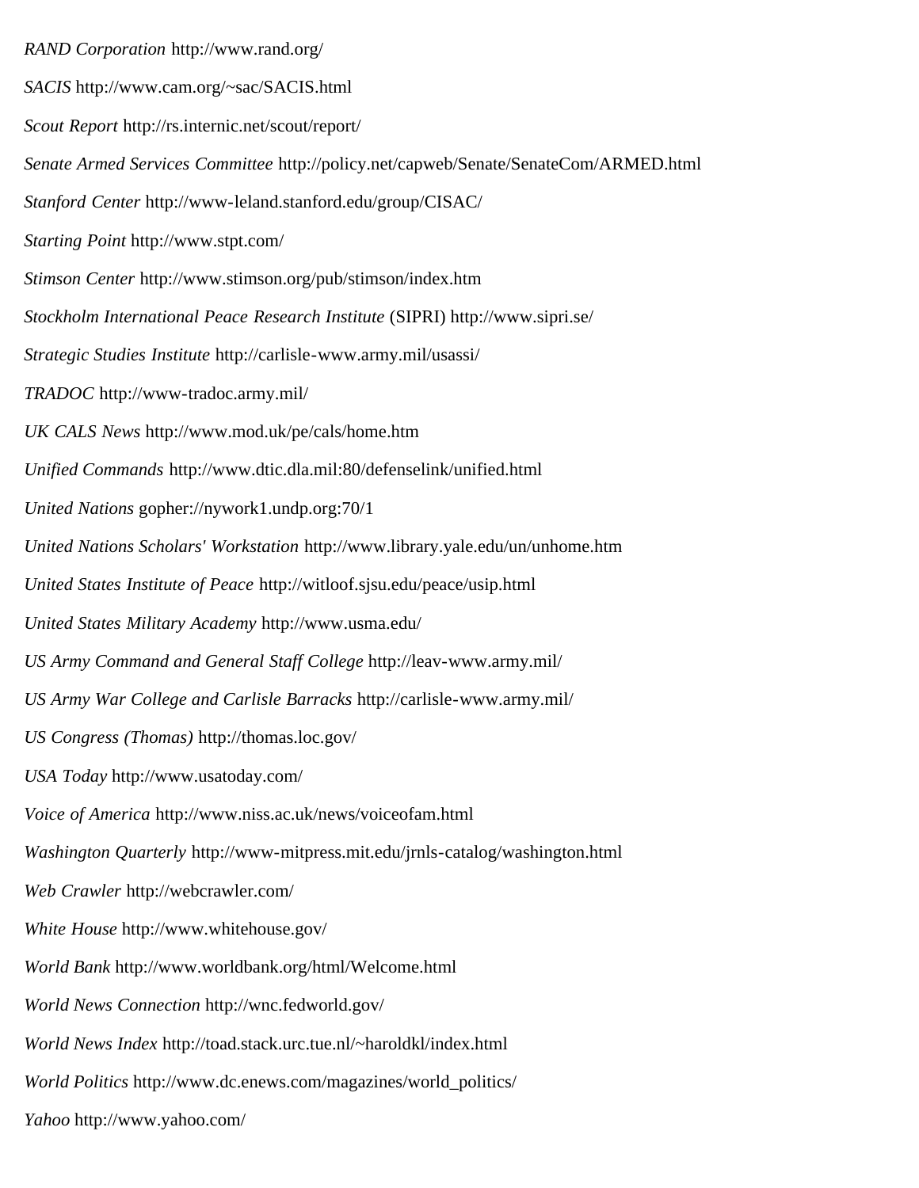*RAND Corporation* http://www.rand.org/

*SACIS* http://www.cam.org/~sac/SACIS.html

*Scout Report* http://rs.internic.net/scout/report/

*Senate Armed Services Committee* http://policy.net/capweb/Senate/SenateCom/ARMED.html

*Stanford Center* http://www-leland.stanford.edu/group/CISAC/

*Starting Point* http://www.stpt.com/

*Stimson Center* http://www.stimson.org/pub/stimson/index.htm

*Stockholm International Peace Research Institute* (SIPRI) http://www.sipri.se/

*Strategic Studies Institute* http://carlisle-www.army.mil/usassi/

*TRADOC* http://www-tradoc.army.mil/

*UK CALS News* http://www.mod.uk/pe/cals/home.htm

*Unified Commands* http://www.dtic.dla.mil:80/defenselink/unified.html

*United Nations* gopher://nywork1.undp.org:70/1

*United Nations Scholars' Workstation* http://www.library.yale.edu/un/unhome.htm

*United States Institute of Peace* http://witloof.sjsu.edu/peace/usip.html

*United States Military Academy* http://www.usma.edu/

*US Army Command and General Staff College* http://leav-www.army.mil/

*US Army War College and Carlisle Barracks* http://carlisle-www.army.mil/

*US Congress (Thomas)* http://thomas.loc.gov/

*USA Today* http://www.usatoday.com/

*Voice of America* http://www.niss.ac.uk/news/voiceofam.html

*Washington Quarterly* http://www-mitpress.mit.edu/jrnls-catalog/washington.html

*Web Crawler* http://webcrawler.com/

*White House* http://www.whitehouse.gov/

*World Bank* http://www.worldbank.org/html/Welcome.html

*World News Connection* http://wnc.fedworld.gov/

*World News Index* http://toad.stack.urc.tue.nl/~haroldkl/index.html

*World Politics* http://www.dc.enews.com/magazines/world_politics/

*Yahoo* http://www.yahoo.com/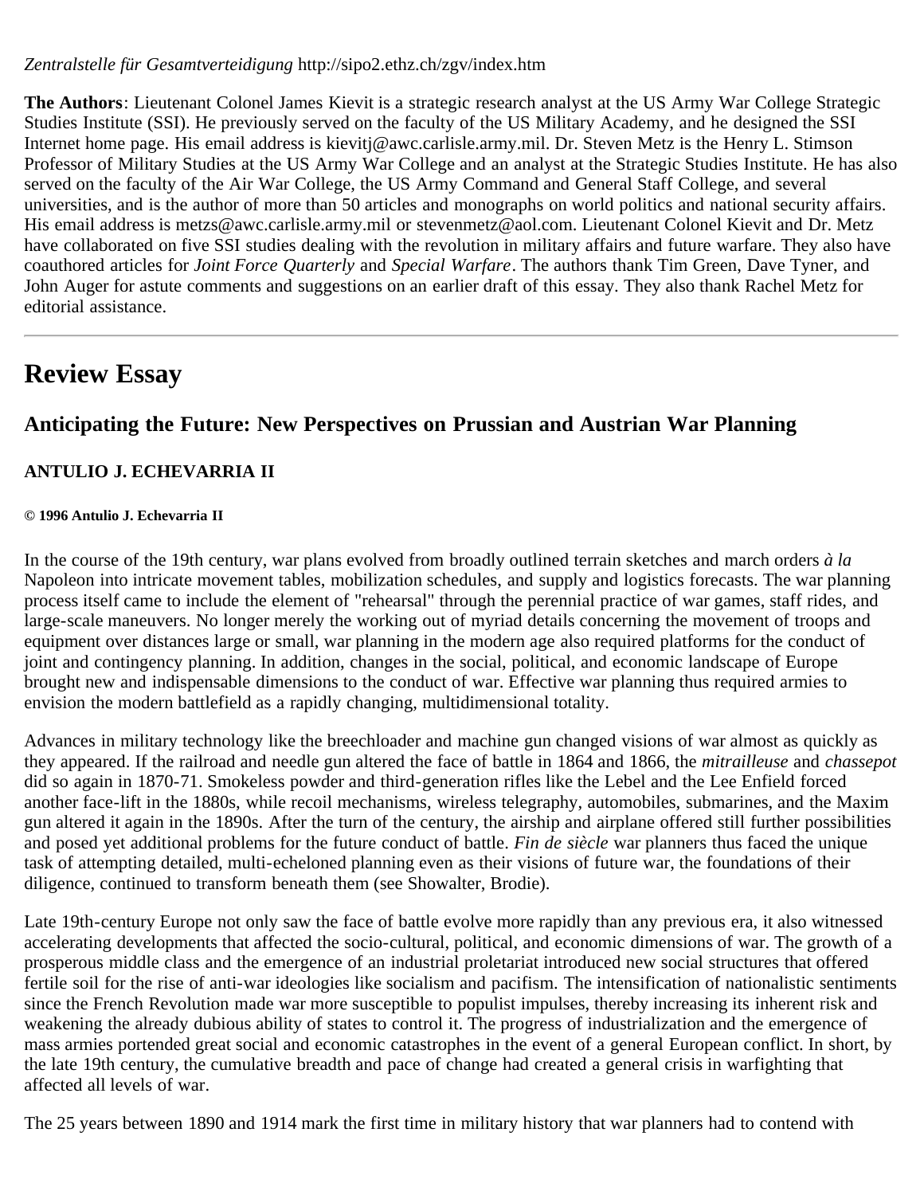*Zentralstelle für Gesamtverteidigung* http://sipo2.ethz.ch/zgv/index.htm

**The Authors**: Lieutenant Colonel James Kievit is a strategic research analyst at the US Army War College Strategic Studies Institute (SSI). He previously served on the faculty of the US Military Academy, and he designed the SSI Internet home page. His email address is kievitj@awc.carlisle.army.mil. Dr. Steven Metz is the Henry L. Stimson Professor of Military Studies at the US Army War College and an analyst at the Strategic Studies Institute. He has also served on the faculty of the Air War College, the US Army Command and General Staff College, and several universities, and is the author of more than 50 articles and monographs on world politics and national security affairs. His email address is metzs@awc.carlisle.army.mil or stevenmetz@aol.com. Lieutenant Colonel Kievit and Dr. Metz have collaborated on five SSI studies dealing with the revolution in military affairs and future warfare. They also have coauthored articles for *Joint Force Quarterly* and *Special Warfare*. The authors thank Tim Green, Dave Tyner, and John Auger for astute comments and suggestions on an earlier draft of this essay. They also thank Rachel Metz for editorial assistance.

---

# Review Essay

## Anticipating the Future: New Perspectives on Prussian and Austrian War Planning

### ANTULIO J. ECHEVARRIA II

###### © 1996 Antulio J. Echevarria II

In the course of the 19th century, war plans evolved from broadly outlined terrain sketches and march orders *à la* Napoleon into intricate movement tables, mobilization schedules, and supply and logistics forecasts. The war planning process itself came to include the element of "rehearsal" through the perennial practice of war games, staff rides, and large-scale maneuvers. No longer merely the working out of myriad details concerning the movement of troops and equipment over distances large or small, war planning in the modern age also required platforms for the conduct of joint and contingency planning. In addition, changes in the social, political, and economic landscape of Europe brought new and indispensable dimensions to the conduct of war. Effective war planning thus required armies to envision the modern battlefield as a rapidly changing, multidimensional totality.

Advances in military technology like the breechloader and machine gun changed visions of war almost as quickly as they appeared. If the railroad and needle gun altered the face of battle in 1864 and 1866, the *mitrailleuse* and *chassepot* did so again in 1870-71. Smokeless powder and third-generation rifles like the Lebel and the Lee Enfield forced another face-lift in the 1880s, while recoil mechanisms, wireless telegraphy, automobiles, submarines, and the Maxim gun altered it again in the 1890s. After the turn of the century, the airship and airplane offered still further possibilities and posed yet additional problems for the future conduct of battle. *Fin de siècle* war planners thus faced the unique task of attempting detailed, multi-echeloned planning even as their visions of future war, the foundations of their diligence, continued to transform beneath them (see Showalter, Brodie).

Late 19th-century Europe not only saw the face of battle evolve more rapidly than any previous era, it also witnessed accelerating developments that affected the socio-cultural, political, and economic dimensions of war. The growth of a prosperous middle class and the emergence of an industrial proletariat introduced new social structures that offered fertile soil for the rise of anti-war ideologies like socialism and pacifism. The intensification of nationalistic sentiments since the French Revolution made war more susceptible to populist impulses, thereby increasing its inherent risk and weakening the already dubious ability of states to control it. The progress of industrialization and the emergence of mass armies portended great social and economic catastrophes in the event of a general European conflict. In short, by the late 19th century, the cumulative breadth and pace of change had created a general crisis in warfighting that affected all levels of war.

The 25 years between 1890 and 1914 mark the first time in military history that war planners had to contend with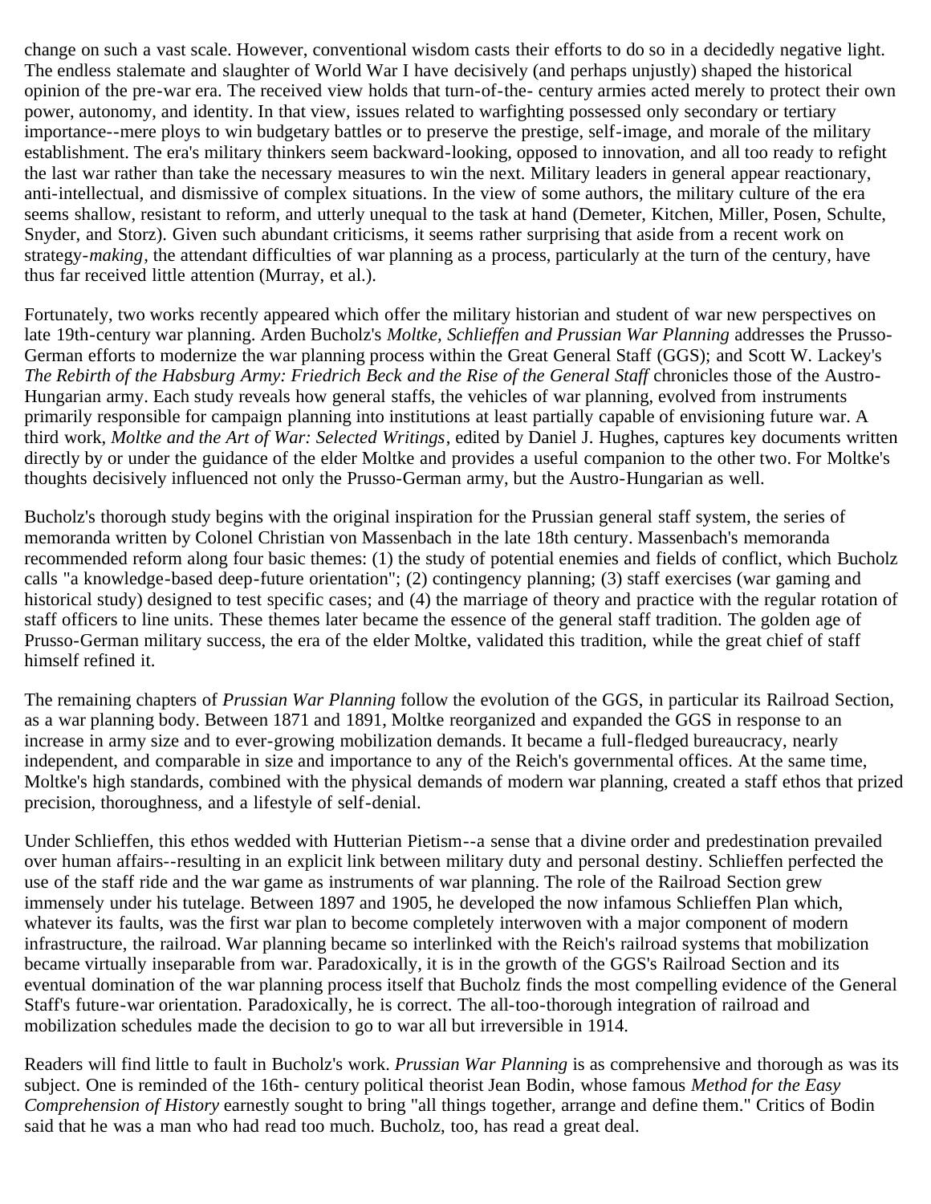change on such a vast scale. However, conventional wisdom casts their efforts to do so in a decidedly negative light. The endless stalemate and slaughter of World War I have decisively (and perhaps unjustly) shaped the historical opinion of the pre-war era. The received view holds that turn-of-the- century armies acted merely to protect their own power, autonomy, and identity. In that view, issues related to warfighting possessed only secondary or tertiary importance--mere ploys to win budgetary battles or to preserve the prestige, self-image, and morale of the military establishment. The era's military thinkers seem backward-looking, opposed to innovation, and all too ready to refight the last war rather than take the necessary measures to win the next. Military leaders in general appear reactionary, anti-intellectual, and dismissive of complex situations. In the view of some authors, the military culture of the era seems shallow, resistant to reform, and utterly unequal to the task at hand (Demeter, Kitchen, Miller, Posen, Schulte, Snyder, and Storz). Given such abundant criticisms, it seems rather surprising that aside from a recent work on strategy-*making*, the attendant difficulties of war planning as a process, particularly at the turn of the century, have thus far received little attention (Murray, et al.).

Fortunately, two works recently appeared which offer the military historian and student of war new perspectives on late 19th-century war planning. Arden Bucholz's *Moltke, Schlieffen and Prussian War Planning* addresses the Prusso-German efforts to modernize the war planning process within the Great General Staff (GGS); and Scott W. Lackey's *The Rebirth of the Habsburg Army: Friedrich Beck and the Rise of the General Staff* chronicles those of the Austro-Hungarian army. Each study reveals how general staffs, the vehicles of war planning, evolved from instruments primarily responsible for campaign planning into institutions at least partially capable of envisioning future war. A third work, *Moltke and the Art of War: Selected Writings*, edited by Daniel J. Hughes, captures key documents written directly by or under the guidance of the elder Moltke and provides a useful companion to the other two. For Moltke's thoughts decisively influenced not only the Prusso-German army, but the Austro-Hungarian as well.

Bucholz's thorough study begins with the original inspiration for the Prussian general staff system, the series of memoranda written by Colonel Christian von Massenbach in the late 18th century. Massenbach's memoranda recommended reform along four basic themes: (1) the study of potential enemies and fields of conflict, which Bucholz calls "a knowledge-based deep-future orientation"; (2) contingency planning; (3) staff exercises (war gaming and historical study) designed to test specific cases; and (4) the marriage of theory and practice with the regular rotation of staff officers to line units. These themes later became the essence of the general staff tradition. The golden age of Prusso-German military success, the era of the elder Moltke, validated this tradition, while the great chief of staff himself refined it.

The remaining chapters of *Prussian War Planning* follow the evolution of the GGS, in particular its Railroad Section, as a war planning body. Between 1871 and 1891, Moltke reorganized and expanded the GGS in response to an increase in army size and to ever-growing mobilization demands. It became a full-fledged bureaucracy, nearly independent, and comparable in size and importance to any of the Reich's governmental offices. At the same time, Moltke's high standards, combined with the physical demands of modern war planning, created a staff ethos that prized precision, thoroughness, and a lifestyle of self-denial.

Under Schlieffen, this ethos wedded with Hutterian Pietism--a sense that a divine order and predestination prevailed over human affairs--resulting in an explicit link between military duty and personal destiny. Schlieffen perfected the use of the staff ride and the war game as instruments of war planning. The role of the Railroad Section grew immensely under his tutelage. Between 1897 and 1905, he developed the now infamous Schlieffen Plan which, whatever its faults, was the first war plan to become completely interwoven with a major component of modern infrastructure, the railroad. War planning became so interlinked with the Reich's railroad systems that mobilization became virtually inseparable from war. Paradoxically, it is in the growth of the GGS's Railroad Section and its eventual domination of the war planning process itself that Bucholz finds the most compelling evidence of the General Staff's future-war orientation. Paradoxically, he is correct. The all-too-thorough integration of railroad and mobilization schedules made the decision to go to war all but irreversible in 1914.

Readers will find little to fault in Bucholz's work. *Prussian War Planning* is as comprehensive and thorough as was its subject. One is reminded of the 16th- century political theorist Jean Bodin, whose famous *Method for the Easy Comprehension of History* earnestly sought to bring "all things together, arrange and define them." Critics of Bodin said that he was a man who had read too much. Bucholz, too, has read a great deal.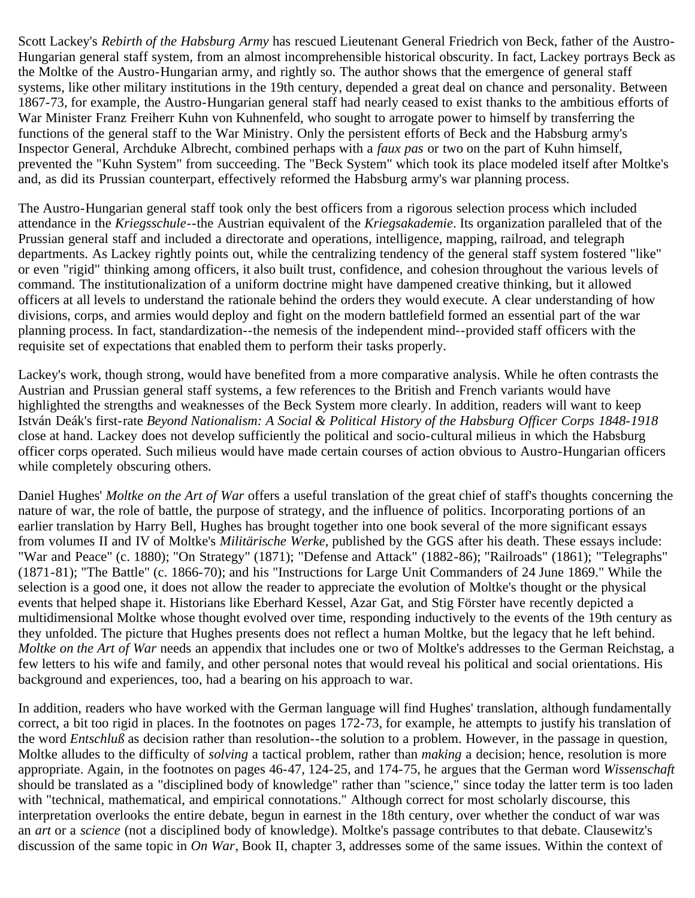Scott Lackey's *Rebirth of the Habsburg Army* has rescued Lieutenant General Friedrich von Beck, father of the Austro-Hungarian general staff system, from an almost incomprehensible historical obscurity. In fact, Lackey portrays Beck as the Moltke of the Austro-Hungarian army, and rightly so. The author shows that the emergence of general staff systems, like other military institutions in the 19th century, depended a great deal on chance and personality. Between 1867-73, for example, the Austro-Hungarian general staff had nearly ceased to exist thanks to the ambitious efforts of War Minister Franz Freiherr Kuhn von Kuhnenfeld, who sought to arrogate power to himself by transferring the functions of the general staff to the War Ministry. Only the persistent efforts of Beck and the Habsburg army's Inspector General, Archduke Albrecht, combined perhaps with a *faux pas* or two on the part of Kuhn himself, prevented the "Kuhn System" from succeeding. The "Beck System" which took its place modeled itself after Moltke's and, as did its Prussian counterpart, effectively reformed the Habsburg army's war planning process.

The Austro-Hungarian general staff took only the best officers from a rigorous selection process which included attendance in the *Kriegsschule*--the Austrian equivalent of the *Kriegsakademie*. Its organization paralleled that of the Prussian general staff and included a directorate and operations, intelligence, mapping, railroad, and telegraph departments. As Lackey rightly points out, while the centralizing tendency of the general staff system fostered "like" or even "rigid" thinking among officers, it also built trust, confidence, and cohesion throughout the various levels of command. The institutionalization of a uniform doctrine might have dampened creative thinking, but it allowed officers at all levels to understand the rationale behind the orders they would execute. A clear understanding of how divisions, corps, and armies would deploy and fight on the modern battlefield formed an essential part of the war planning process. In fact, standardization--the nemesis of the independent mind--provided staff officers with the requisite set of expectations that enabled them to perform their tasks properly.

Lackey's work, though strong, would have benefited from a more comparative analysis. While he often contrasts the Austrian and Prussian general staff systems, a few references to the British and French variants would have highlighted the strengths and weaknesses of the Beck System more clearly. In addition, readers will want to keep István Deák's first-rate *Beyond Nationalism: A Social & Political History of the Habsburg Officer Corps 1848-1918* close at hand. Lackey does not develop sufficiently the political and socio-cultural milieus in which the Habsburg officer corps operated. Such milieus would have made certain courses of action obvious to Austro-Hungarian officers while completely obscuring others.

Daniel Hughes' *Moltke on the Art of War* offers a useful translation of the great chief of staff's thoughts concerning the nature of war, the role of battle, the purpose of strategy, and the influence of politics. Incorporating portions of an earlier translation by Harry Bell, Hughes has brought together into one book several of the more significant essays from volumes II and IV of Moltke's *Militärische Werke*, published by the GGS after his death. These essays include: "War and Peace" (c. 1880); "On Strategy" (1871); "Defense and Attack" (1882-86); "Railroads" (1861); "Telegraphs" (1871-81); "The Battle" (c. 1866-70); and his "Instructions for Large Unit Commanders of 24 June 1869." While the selection is a good one, it does not allow the reader to appreciate the evolution of Moltke's thought or the physical events that helped shape it. Historians like Eberhard Kessel, Azar Gat, and Stig Förster have recently depicted a multidimensional Moltke whose thought evolved over time, responding inductively to the events of the 19th century as they unfolded. The picture that Hughes presents does not reflect a human Moltke, but the legacy that he left behind. *Moltke on the Art of War* needs an appendix that includes one or two of Moltke's addresses to the German Reichstag, a few letters to his wife and family, and other personal notes that would reveal his political and social orientations. His background and experiences, too, had a bearing on his approach to war.

In addition, readers who have worked with the German language will find Hughes' translation, although fundamentally correct, a bit too rigid in places. In the footnotes on pages 172-73, for example, he attempts to justify his translation of the word *Entschluß* as decision rather than resolution--the solution to a problem. However, in the passage in question, Moltke alludes to the difficulty of *solving* a tactical problem, rather than *making* a decision; hence, resolution is more appropriate. Again, in the footnotes on pages 46-47, 124-25, and 174-75, he argues that the German word *Wissenschaft* should be translated as a "disciplined body of knowledge" rather than "science," since today the latter term is too laden with "technical, mathematical, and empirical connotations." Although correct for most scholarly discourse, this interpretation overlooks the entire debate, begun in earnest in the 18th century, over whether the conduct of war was an *art* or a *science* (not a disciplined body of knowledge). Moltke's passage contributes to that debate. Clausewitz's discussion of the same topic in *On War*, Book II, chapter 3, addresses some of the same issues. Within the context of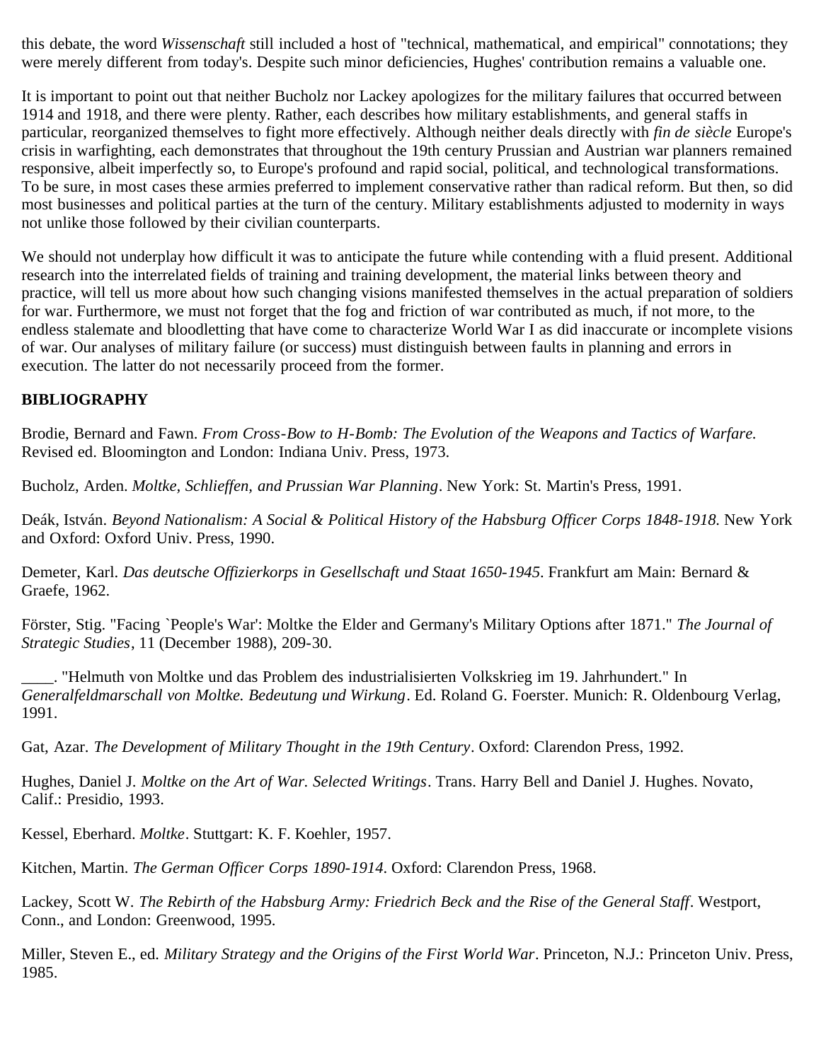this debate, the word *Wissenschaft* still included a host of "technical, mathematical, and empirical" connotations; they were merely different from today's. Despite such minor deficiencies, Hughes' contribution remains a valuable one.

It is important to point out that neither Bucholz nor Lackey apologizes for the military failures that occurred between 1914 and 1918, and there were plenty. Rather, each describes how military establishments, and general staffs in particular, reorganized themselves to fight more effectively. Although neither deals directly with *fin de siècle* Europe's crisis in warfighting, each demonstrates that throughout the 19th century Prussian and Austrian war planners remained responsive, albeit imperfectly so, to Europe's profound and rapid social, political, and technological transformations. To be sure, in most cases these armies preferred to implement conservative rather than radical reform. But then, so did most businesses and political parties at the turn of the century. Military establishments adjusted to modernity in ways not unlike those followed by their civilian counterparts.

We should not underplay how difficult it was to anticipate the future while contending with a fluid present. Additional research into the interrelated fields of training and training development, the material links between theory and practice, will tell us more about how such changing visions manifested themselves in the actual preparation of soldiers for war. Furthermore, we must not forget that the fog and friction of war contributed as much, if not more, to the endless stalemate and bloodletting that have come to characterize World War I as did inaccurate or incomplete visions of war. Our analyses of military failure (or success) must distinguish between faults in planning and errors in execution. The latter do not necessarily proceed from the former.

**BIBLIOGRAPHY**

Brodie, Bernard and Fawn. *From Cross-Bow to H-Bomb: The Evolution of the Weapons and Tactics of Warfare.* Revised ed. Bloomington and London: Indiana Univ. Press, 1973.

Bucholz, Arden. *Moltke, Schlieffen, and Prussian War Planning*. New York: St. Martin's Press, 1991.

Deák, István. *Beyond Nationalism: A Social & Political History of the Habsburg Officer Corps 1848-1918.* New York and Oxford: Oxford Univ. Press, 1990.

Demeter, Karl. *Das deutsche Offizierkorps in Gesellschaft und Staat 1650-1945*. Frankfurt am Main: Bernard & Graefe, 1962.

Förster, Stig. "Facing `People's War': Moltke the Elder and Germany's Military Options after 1871." *The Journal of Strategic Studies*, 11 (December 1988), 209-30.

____. "Helmuth von Moltke und das Problem des industrialisierten Volkskrieg im 19. Jahrhundert." In *Generalfeldmarschall von Moltke. Bedeutung und Wirkung*. Ed. Roland G. Foerster. Munich: R. Oldenbourg Verlag, 1991.

Gat, Azar. *The Development of Military Thought in the 19th Century*. Oxford: Clarendon Press, 1992.

Hughes, Daniel J. *Moltke on the Art of War. Selected Writings*. Trans. Harry Bell and Daniel J. Hughes. Novato, Calif.: Presidio, 1993.

Kessel, Eberhard. *Moltke*. Stuttgart: K. F. Koehler, 1957.

Kitchen, Martin. *The German Officer Corps 1890-1914*. Oxford: Clarendon Press, 1968.

Lackey, Scott W. *The Rebirth of the Habsburg Army: Friedrich Beck and the Rise of the General Staff*. Westport, Conn., and London: Greenwood, 1995.

Miller, Steven E., ed. *Military Strategy and the Origins of the First World War*. Princeton, N.J.: Princeton Univ. Press, 1985.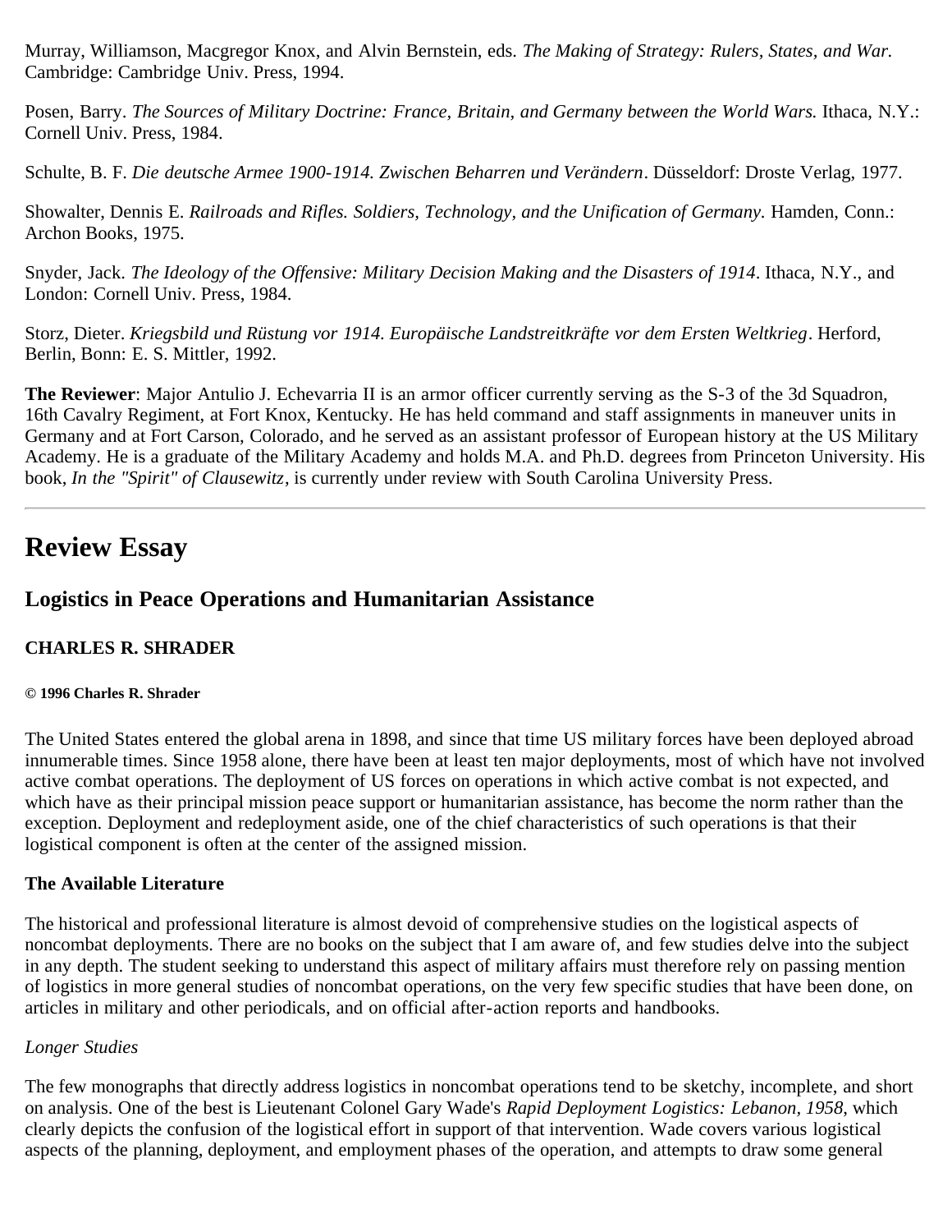Murray, Williamson, Macgregor Knox, and Alvin Bernstein, eds. *The Making of Strategy: Rulers, States, and War.* Cambridge: Cambridge Univ. Press, 1994.

Posen, Barry. *The Sources of Military Doctrine: France, Britain, and Germany between the World Wars.* Ithaca, N.Y.: Cornell Univ. Press, 1984.

Schulte, B. F. *Die deutsche Armee 1900-1914. Zwischen Beharren und Verändern*. Düsseldorf: Droste Verlag, 1977.

Showalter, Dennis E. *Railroads and Rifles. Soldiers, Technology, and the Unification of Germany.* Hamden, Conn.: Archon Books, 1975.

Snyder, Jack. *The Ideology of the Offensive: Military Decision Making and the Disasters of 1914*. Ithaca, N.Y., and London: Cornell Univ. Press, 1984.

Storz, Dieter. *Kriegsbild und Rüstung vor 1914. Europäische Landstreitkräfte vor dem Ersten Weltkrieg*. Herford, Berlin, Bonn: E. S. Mittler, 1992.

**The Reviewer**: Major Antulio J. Echevarria II is an armor officer currently serving as the S-3 of the 3d Squadron, 16th Cavalry Regiment, at Fort Knox, Kentucky. He has held command and staff assignments in maneuver units in Germany and at Fort Carson, Colorado, and he served as an assistant professor of European history at the US Military Academy. He is a graduate of the Military Academy and holds M.A. and Ph.D. degrees from Princeton University. His book, *In the "Spirit" of Clausewitz*, is currently under review with South Carolina University Press.

---

# Review Essay

## Logistics in Peace Operations and Humanitarian Assistance

### CHARLES R. SHRADER

**© 1996 Charles R. Shrader**

The United States entered the global arena in 1898, and since that time US military forces have been deployed abroad innumerable times. Since 1958 alone, there have been at least ten major deployments, most of which have not involved active combat operations. The deployment of US forces on operations in which active combat is not expected, and which have as their principal mission peace support or humanitarian assistance, has become the norm rather than the exception. Deployment and redeployment aside, one of the chief characteristics of such operations is that their logistical component is often at the center of the assigned mission.

**The Available Literature**

The historical and professional literature is almost devoid of comprehensive studies on the logistical aspects of noncombat deployments. There are no books on the subject that I am aware of, and few studies delve into the subject in any depth. The student seeking to understand this aspect of military affairs must therefore rely on passing mention of logistics in more general studies of noncombat operations, on the very few specific studies that have been done, on articles in military and other periodicals, and on official after-action reports and handbooks.

*Longer Studies*

The few monographs that directly address logistics in noncombat operations tend to be sketchy, incomplete, and short on analysis. One of the best is Lieutenant Colonel Gary Wade's *Rapid Deployment Logistics: Lebanon, 1958*, which clearly depicts the confusion of the logistical effort in support of that intervention. Wade covers various logistical aspects of the planning, deployment, and employment phases of the operation, and attempts to draw some general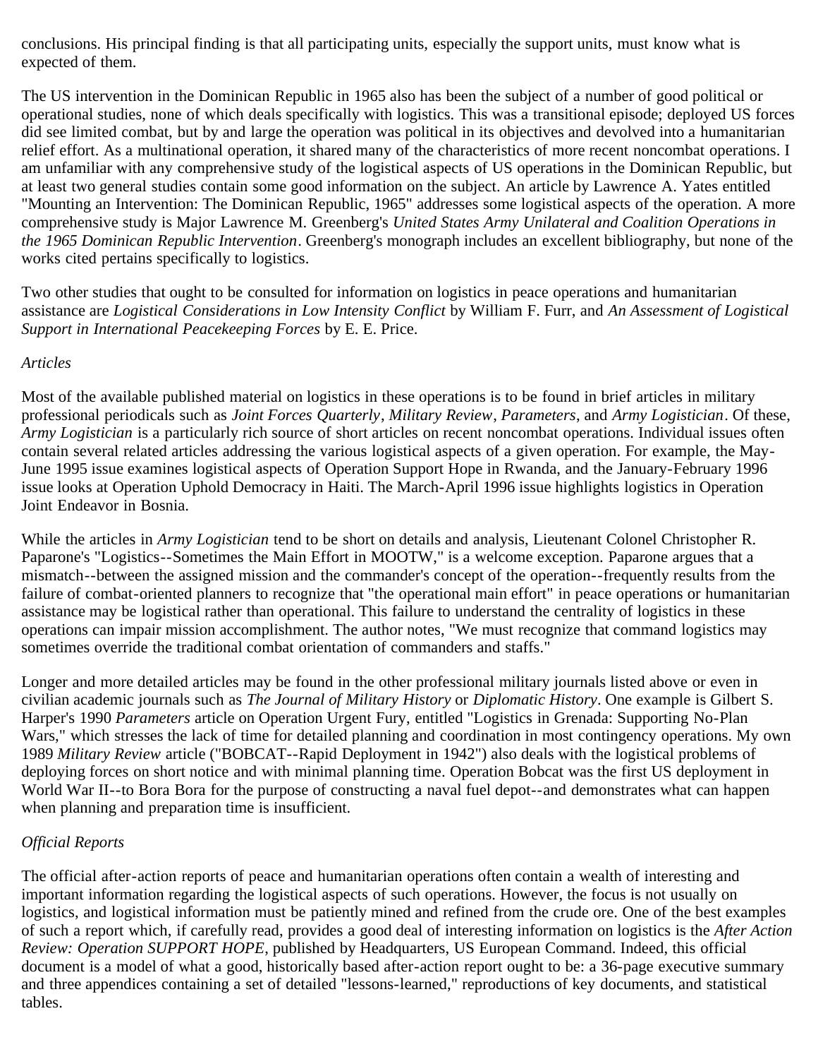conclusions. His principal finding is that all participating units, especially the support units, must know what is expected of them.

The US intervention in the Dominican Republic in 1965 also has been the subject of a number of good political or operational studies, none of which deals specifically with logistics. This was a transitional episode; deployed US forces did see limited combat, but by and large the operation was political in its objectives and devolved into a humanitarian relief effort. As a multinational operation, it shared many of the characteristics of more recent noncombat operations. I am unfamiliar with any comprehensive study of the logistical aspects of US operations in the Dominican Republic, but at least two general studies contain some good information on the subject. An article by Lawrence A. Yates entitled "Mounting an Intervention: The Dominican Republic, 1965" addresses some logistical aspects of the operation. A more comprehensive study is Major Lawrence M. Greenberg's *United States Army Unilateral and Coalition Operations in the 1965 Dominican Republic Intervention*. Greenberg's monograph includes an excellent bibliography, but none of the works cited pertains specifically to logistics.

Two other studies that ought to be consulted for information on logistics in peace operations and humanitarian assistance are *Logistical Considerations in Low Intensity Conflict* by William F. Furr, and *An Assessment of Logistical Support in International Peacekeeping Forces* by E. E. Price.

*Articles*

Most of the available published material on logistics in these operations is to be found in brief articles in military professional periodicals such as *Joint Forces Quarterly*, *Military Review*, *Parameters*, and *Army Logistician*. Of these, *Army Logistician* is a particularly rich source of short articles on recent noncombat operations. Individual issues often contain several related articles addressing the various logistical aspects of a given operation. For example, the May-June 1995 issue examines logistical aspects of Operation Support Hope in Rwanda, and the January-February 1996 issue looks at Operation Uphold Democracy in Haiti. The March-April 1996 issue highlights logistics in Operation Joint Endeavor in Bosnia.

While the articles in *Army Logistician* tend to be short on details and analysis, Lieutenant Colonel Christopher R. Paparone's "Logistics--Sometimes the Main Effort in MOOTW," is a welcome exception. Paparone argues that a mismatch--between the assigned mission and the commander's concept of the operation--frequently results from the failure of combat-oriented planners to recognize that "the operational main effort" in peace operations or humanitarian assistance may be logistical rather than operational. This failure to understand the centrality of logistics in these operations can impair mission accomplishment. The author notes, "We must recognize that command logistics may sometimes override the traditional combat orientation of commanders and staffs."

Longer and more detailed articles may be found in the other professional military journals listed above or even in civilian academic journals such as *The Journal of Military History* or *Diplomatic History*. One example is Gilbert S. Harper's 1990 *Parameters* article on Operation Urgent Fury, entitled "Logistics in Grenada: Supporting No-Plan Wars," which stresses the lack of time for detailed planning and coordination in most contingency operations. My own 1989 *Military Review* article ("BOBCAT--Rapid Deployment in 1942") also deals with the logistical problems of deploying forces on short notice and with minimal planning time. Operation Bobcat was the first US deployment in World War II--to Bora Bora for the purpose of constructing a naval fuel depot--and demonstrates what can happen when planning and preparation time is insufficient.

*Official Reports*

The official after-action reports of peace and humanitarian operations often contain a wealth of interesting and important information regarding the logistical aspects of such operations. However, the focus is not usually on logistics, and logistical information must be patiently mined and refined from the crude ore. One of the best examples of such a report which, if carefully read, provides a good deal of interesting information on logistics is the *After Action Review: Operation SUPPORT HOPE*, published by Headquarters, US European Command. Indeed, this official document is a model of what a good, historically based after-action report ought to be: a 36-page executive summary and three appendices containing a set of detailed "lessons-learned," reproductions of key documents, and statistical tables.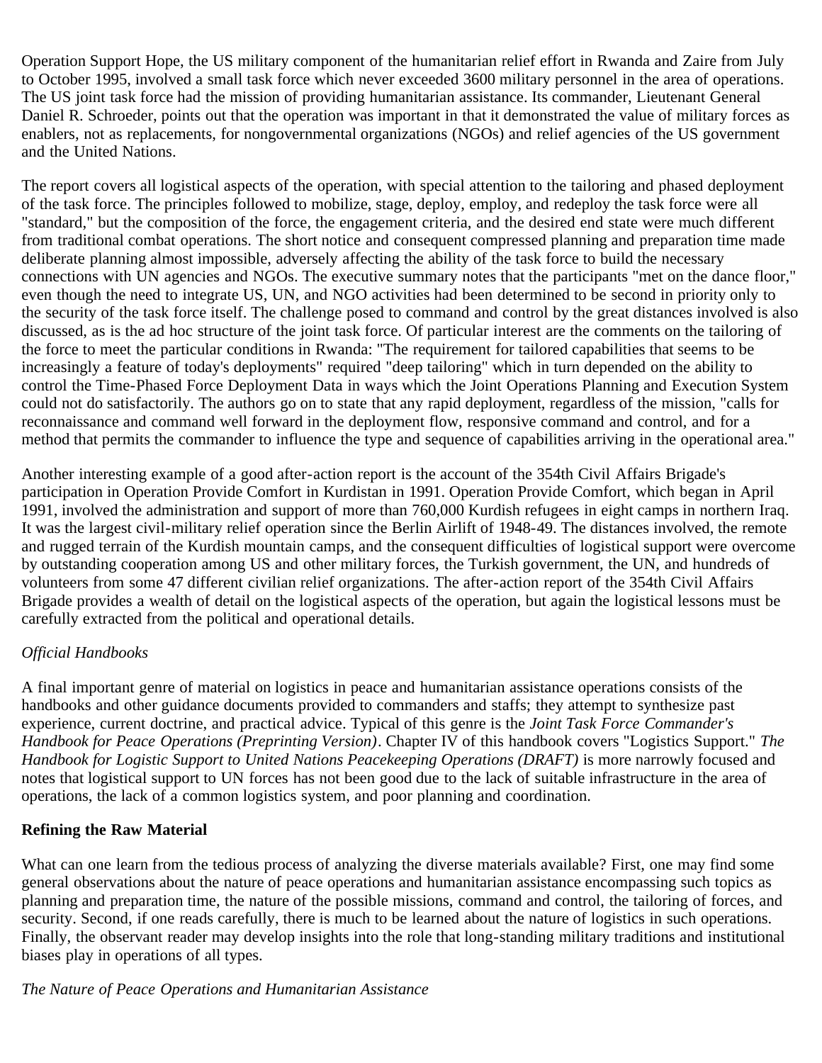Operation Support Hope, the US military component of the humanitarian relief effort in Rwanda and Zaire from July to October 1995, involved a small task force which never exceeded 3600 military personnel in the area of operations. The US joint task force had the mission of providing humanitarian assistance. Its commander, Lieutenant General Daniel R. Schroeder, points out that the operation was important in that it demonstrated the value of military forces as enablers, not as replacements, for nongovernmental organizations (NGOs) and relief agencies of the US government and the United Nations.

The report covers all logistical aspects of the operation, with special attention to the tailoring and phased deployment of the task force. The principles followed to mobilize, stage, deploy, employ, and redeploy the task force were all "standard," but the composition of the force, the engagement criteria, and the desired end state were much different from traditional combat operations. The short notice and consequent compressed planning and preparation time made deliberate planning almost impossible, adversely affecting the ability of the task force to build the necessary connections with UN agencies and NGOs. The executive summary notes that the participants "met on the dance floor," even though the need to integrate US, UN, and NGO activities had been determined to be second in priority only to the security of the task force itself. The challenge posed to command and control by the great distances involved is also discussed, as is the ad hoc structure of the joint task force. Of particular interest are the comments on the tailoring of the force to meet the particular conditions in Rwanda: "The requirement for tailored capabilities that seems to be increasingly a feature of today's deployments" required "deep tailoring" which in turn depended on the ability to control the Time-Phased Force Deployment Data in ways which the Joint Operations Planning and Execution System could not do satisfactorily. The authors go on to state that any rapid deployment, regardless of the mission, "calls for reconnaissance and command well forward in the deployment flow, responsive command and control, and for a method that permits the commander to influence the type and sequence of capabilities arriving in the operational area."

Another interesting example of a good after-action report is the account of the 354th Civil Affairs Brigade's participation in Operation Provide Comfort in Kurdistan in 1991. Operation Provide Comfort, which began in April 1991, involved the administration and support of more than 760,000 Kurdish refugees in eight camps in northern Iraq. It was the largest civil-military relief operation since the Berlin Airlift of 1948-49. The distances involved, the remote and rugged terrain of the Kurdish mountain camps, and the consequent difficulties of logistical support were overcome by outstanding cooperation among US and other military forces, the Turkish government, the UN, and hundreds of volunteers from some 47 different civilian relief organizations. The after-action report of the 354th Civil Affairs Brigade provides a wealth of detail on the logistical aspects of the operation, but again the logistical lessons must be carefully extracted from the political and operational details.

*Official Handbooks*

A final important genre of material on logistics in peace and humanitarian assistance operations consists of the handbooks and other guidance documents provided to commanders and staffs; they attempt to synthesize past experience, current doctrine, and practical advice. Typical of this genre is the *Joint Task Force Commander's Handbook for Peace Operations (Preprinting Version)*. Chapter IV of this handbook covers "Logistics Support." *The Handbook for Logistic Support to United Nations Peacekeeping Operations (DRAFT)* is more narrowly focused and notes that logistical support to UN forces has not been good due to the lack of suitable infrastructure in the area of operations, the lack of a common logistics system, and poor planning and coordination.

**Refining the Raw Material**

What can one learn from the tedious process of analyzing the diverse materials available? First, one may find some general observations about the nature of peace operations and humanitarian assistance encompassing such topics as planning and preparation time, the nature of the possible missions, command and control, the tailoring of forces, and security. Second, if one reads carefully, there is much to be learned about the nature of logistics in such operations. Finally, the observant reader may develop insights into the role that long-standing military traditions and institutional biases play in operations of all types.

*The Nature of Peace Operations and Humanitarian Assistance*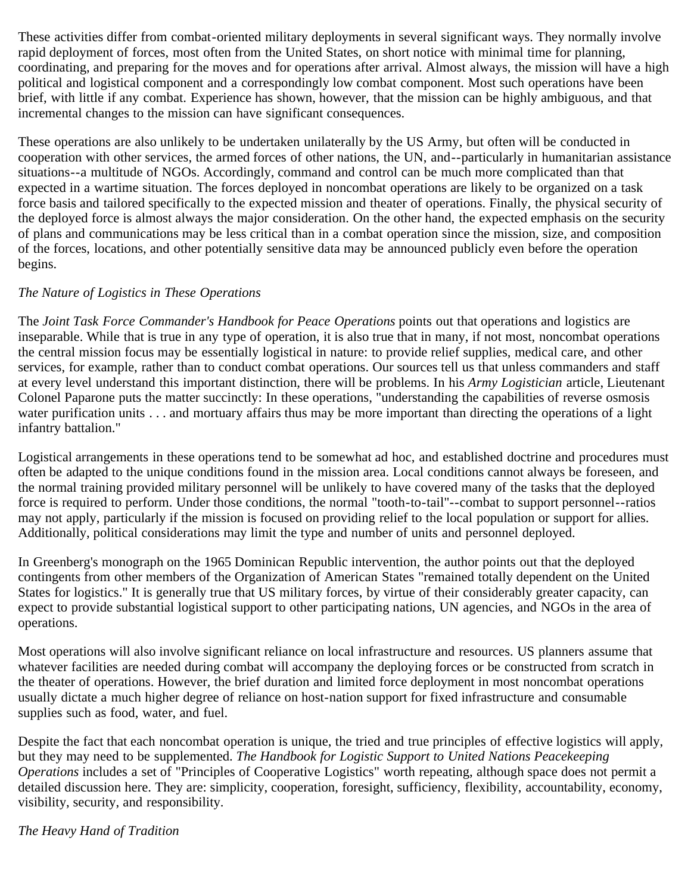These activities differ from combat-oriented military deployments in several significant ways. They normally involve rapid deployment of forces, most often from the United States, on short notice with minimal time for planning, coordinating, and preparing for the moves and for operations after arrival. Almost always, the mission will have a high political and logistical component and a correspondingly low combat component. Most such operations have been brief, with little if any combat. Experience has shown, however, that the mission can be highly ambiguous, and that incremental changes to the mission can have significant consequences.

These operations are also unlikely to be undertaken unilaterally by the US Army, but often will be conducted in cooperation with other services, the armed forces of other nations, the UN, and--particularly in humanitarian assistance situations--a multitude of NGOs. Accordingly, command and control can be much more complicated than that expected in a wartime situation. The forces deployed in noncombat operations are likely to be organized on a task force basis and tailored specifically to the expected mission and theater of operations. Finally, the physical security of the deployed force is almost always the major consideration. On the other hand, the expected emphasis on the security of plans and communications may be less critical than in a combat operation since the mission, size, and composition of the forces, locations, and other potentially sensitive data may be announced publicly even before the operation begins.

*The Nature of Logistics in These Operations*

The *Joint Task Force Commander's Handbook for Peace Operations* points out that operations and logistics are inseparable. While that is true in any type of operation, it is also true that in many, if not most, noncombat operations the central mission focus may be essentially logistical in nature: to provide relief supplies, medical care, and other services, for example, rather than to conduct combat operations. Our sources tell us that unless commanders and staff at every level understand this important distinction, there will be problems. In his *Army Logistician* article, Lieutenant Colonel Paparone puts the matter succinctly: In these operations, "understanding the capabilities of reverse osmosis water purification units . . . and mortuary affairs thus may be more important than directing the operations of a light infantry battalion."

Logistical arrangements in these operations tend to be somewhat ad hoc, and established doctrine and procedures must often be adapted to the unique conditions found in the mission area. Local conditions cannot always be foreseen, and the normal training provided military personnel will be unlikely to have covered many of the tasks that the deployed force is required to perform. Under those conditions, the normal "tooth-to-tail"--combat to support personnel--ratios may not apply, particularly if the mission is focused on providing relief to the local population or support for allies. Additionally, political considerations may limit the type and number of units and personnel deployed.

In Greenberg's monograph on the 1965 Dominican Republic intervention, the author points out that the deployed contingents from other members of the Organization of American States "remained totally dependent on the United States for logistics." It is generally true that US military forces, by virtue of their considerably greater capacity, can expect to provide substantial logistical support to other participating nations, UN agencies, and NGOs in the area of operations.

Most operations will also involve significant reliance on local infrastructure and resources. US planners assume that whatever facilities are needed during combat will accompany the deploying forces or be constructed from scratch in the theater of operations. However, the brief duration and limited force deployment in most noncombat operations usually dictate a much higher degree of reliance on host-nation support for fixed infrastructure and consumable supplies such as food, water, and fuel.

Despite the fact that each noncombat operation is unique, the tried and true principles of effective logistics will apply, but they may need to be supplemented. *The Handbook for Logistic Support to United Nations Peacekeeping Operations* includes a set of "Principles of Cooperative Logistics" worth repeating, although space does not permit a detailed discussion here. They are: simplicity, cooperation, foresight, sufficiency, flexibility, accountability, economy, visibility, security, and responsibility.

*The Heavy Hand of Tradition*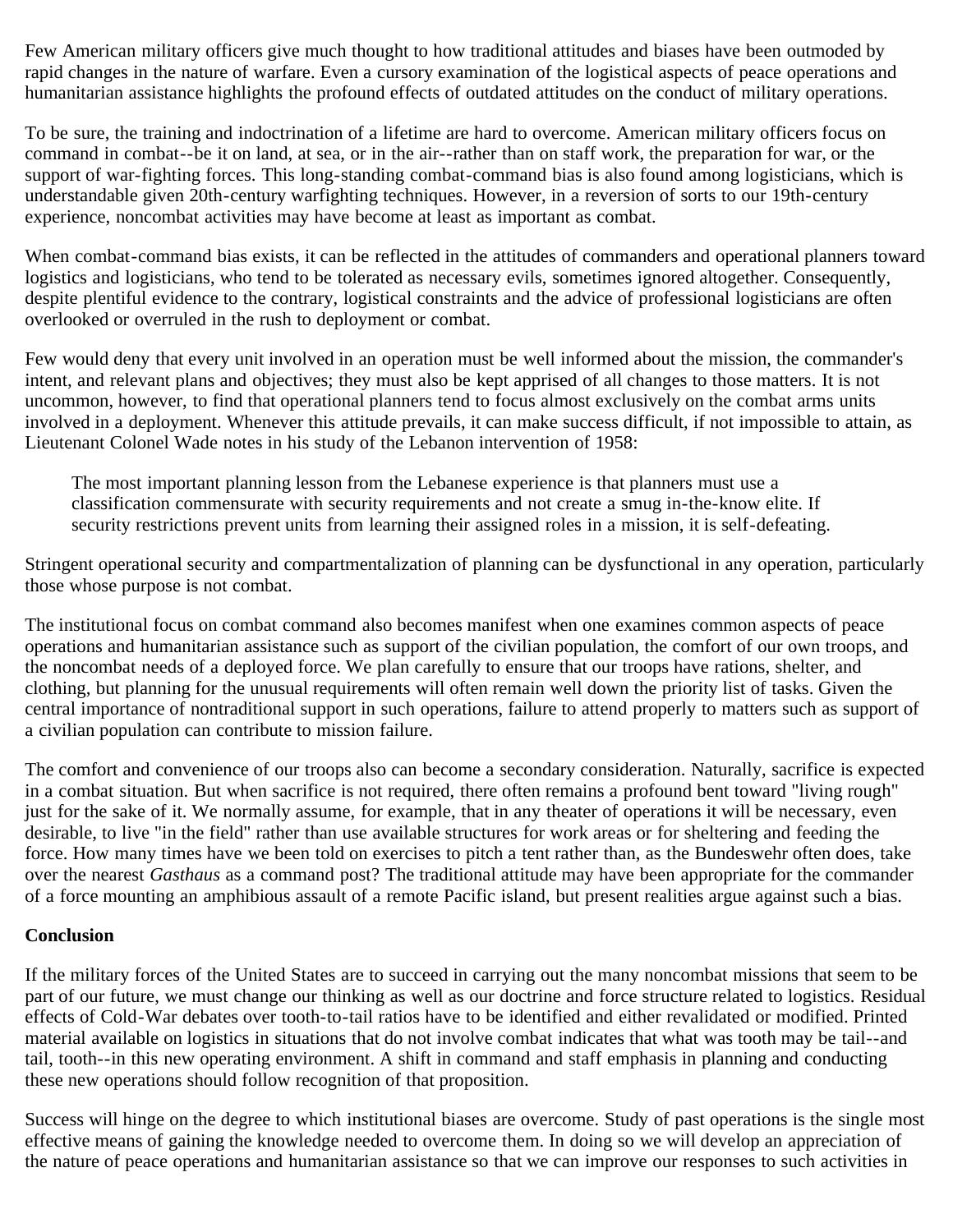Few American military officers give much thought to how traditional attitudes and biases have been outmoded by rapid changes in the nature of warfare. Even a cursory examination of the logistical aspects of peace operations and humanitarian assistance highlights the profound effects of outdated attitudes on the conduct of military operations.

To be sure, the training and indoctrination of a lifetime are hard to overcome. American military officers focus on command in combat--be it on land, at sea, or in the air--rather than on staff work, the preparation for war, or the support of war-fighting forces. This long-standing combat-command bias is also found among logisticians, which is understandable given 20th-century warfighting techniques. However, in a reversion of sorts to our 19th-century experience, noncombat activities may have become at least as important as combat.

When combat-command bias exists, it can be reflected in the attitudes of commanders and operational planners toward logistics and logisticians, who tend to be tolerated as necessary evils, sometimes ignored altogether. Consequently, despite plentiful evidence to the contrary, logistical constraints and the advice of professional logisticians are often overlooked or overruled in the rush to deployment or combat.

Few would deny that every unit involved in an operation must be well informed about the mission, the commander's intent, and relevant plans and objectives; they must also be kept apprised of all changes to those matters. It is not uncommon, however, to find that operational planners tend to focus almost exclusively on the combat arms units involved in a deployment. Whenever this attitude prevails, it can make success difficult, if not impossible to attain, as Lieutenant Colonel Wade notes in his study of the Lebanon intervention of 1958:

> The most important planning lesson from the Lebanese experience is that planners must use a classification commensurate with security requirements and not create a smug in-the-know elite. If security restrictions prevent units from learning their assigned roles in a mission, it is self-defeating.

Stringent operational security and compartmentalization of planning can be dysfunctional in any operation, particularly those whose purpose is not combat.

The institutional focus on combat command also becomes manifest when one examines common aspects of peace operations and humanitarian assistance such as support of the civilian population, the comfort of our own troops, and the noncombat needs of a deployed force. We plan carefully to ensure that our troops have rations, shelter, and clothing, but planning for the unusual requirements will often remain well down the priority list of tasks. Given the central importance of nontraditional support in such operations, failure to attend properly to matters such as support of a civilian population can contribute to mission failure.

The comfort and convenience of our troops also can become a secondary consideration. Naturally, sacrifice is expected in a combat situation. But when sacrifice is not required, there often remains a profound bent toward "living rough" just for the sake of it. We normally assume, for example, that in any theater of operations it will be necessary, even desirable, to live "in the field" rather than use available structures for work areas or for sheltering and feeding the force. How many times have we been told on exercises to pitch a tent rather than, as the Bundeswehr often does, take over the nearest *Gasthaus* as a command post? The traditional attitude may have been appropriate for the commander of a force mounting an amphibious assault of a remote Pacific island, but present realities argue against such a bias.

**Conclusion**

If the military forces of the United States are to succeed in carrying out the many noncombat missions that seem to be part of our future, we must change our thinking as well as our doctrine and force structure related to logistics. Residual effects of Cold-War debates over tooth-to-tail ratios have to be identified and either revalidated or modified. Printed material available on logistics in situations that do not involve combat indicates that what was tooth may be tail--and tail, tooth--in this new operating environment. A shift in command and staff emphasis in planning and conducting these new operations should follow recognition of that proposition.

Success will hinge on the degree to which institutional biases are overcome. Study of past operations is the single most effective means of gaining the knowledge needed to overcome them. In doing so we will develop an appreciation of the nature of peace operations and humanitarian assistance so that we can improve our responses to such activities in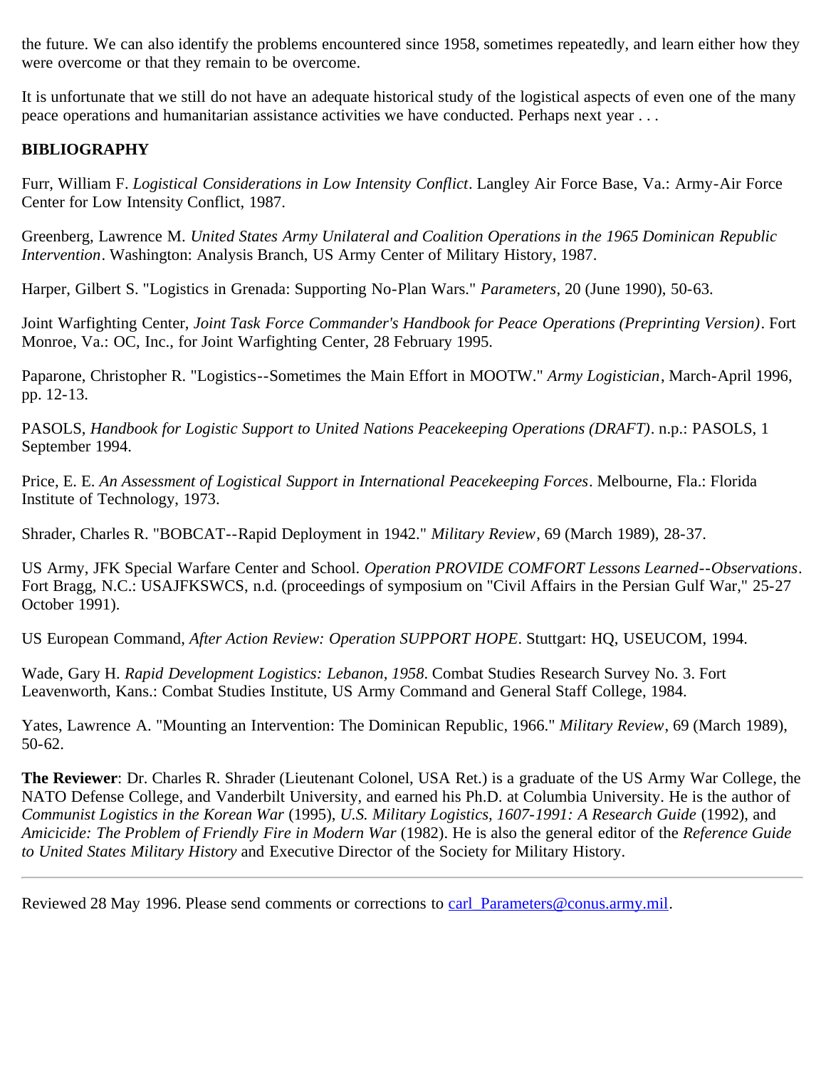the future. We can also identify the problems encountered since 1958, sometimes repeatedly, and learn either how they were overcome or that they remain to be overcome.

It is unfortunate that we still do not have an adequate historical study of the logistical aspects of even one of the many peace operations and humanitarian assistance activities we have conducted. Perhaps next year . . .

**BIBLIOGRAPHY**

Furr, William F. *Logistical Considerations in Low Intensity Conflict*. Langley Air Force Base, Va.: Army-Air Force Center for Low Intensity Conflict, 1987.

Greenberg, Lawrence M. *United States Army Unilateral and Coalition Operations in the 1965 Dominican Republic Intervention*. Washington: Analysis Branch, US Army Center of Military History, 1987.

Harper, Gilbert S. "Logistics in Grenada: Supporting No-Plan Wars." *Parameters*, 20 (June 1990), 50-63.

Joint Warfighting Center, *Joint Task Force Commander's Handbook for Peace Operations (Preprinting Version)*. Fort Monroe, Va.: OC, Inc., for Joint Warfighting Center, 28 February 1995.

Paparone, Christopher R. "Logistics--Sometimes the Main Effort in MOOTW." *Army Logistician*, March-April 1996, pp. 12-13.

PASOLS, *Handbook for Logistic Support to United Nations Peacekeeping Operations (DRAFT)*. n.p.: PASOLS, 1 September 1994.

Price, E. E. *An Assessment of Logistical Support in International Peacekeeping Forces*. Melbourne, Fla.: Florida Institute of Technology, 1973.

Shrader, Charles R. "BOBCAT--Rapid Deployment in 1942." *Military Review*, 69 (March 1989), 28-37.

US Army, JFK Special Warfare Center and School. *Operation PROVIDE COMFORT Lessons Learned--Observations*. Fort Bragg, N.C.: USAJFKSWCS, n.d. (proceedings of symposium on "Civil Affairs in the Persian Gulf War," 25-27 October 1991).

US European Command, *After Action Review: Operation SUPPORT HOPE*. Stuttgart: HQ, USEUCOM, 1994.

Wade, Gary H. *Rapid Development Logistics: Lebanon, 1958*. Combat Studies Research Survey No. 3. Fort Leavenworth, Kans.: Combat Studies Institute, US Army Command and General Staff College, 1984.

Yates, Lawrence A. "Mounting an Intervention: The Dominican Republic, 1966." *Military Review*, 69 (March 1989), 50-62.

**The Reviewer**: Dr. Charles R. Shrader (Lieutenant Colonel, USA Ret.) is a graduate of the US Army War College, the NATO Defense College, and Vanderbilt University, and earned his Ph.D. at Columbia University. He is the author of *Communist Logistics in the Korean War* (1995), *U.S. Military Logistics, 1607-1991: A Research Guide* (1992), and *Amicicide: The Problem of Friendly Fire in Modern War* (1982). He is also the general editor of the *Reference Guide to United States Military History* and Executive Director of the Society for Military History.

---

Reviewed 28 May 1996. Please send comments or corrections to carl_Parameters@conus.army.mil.